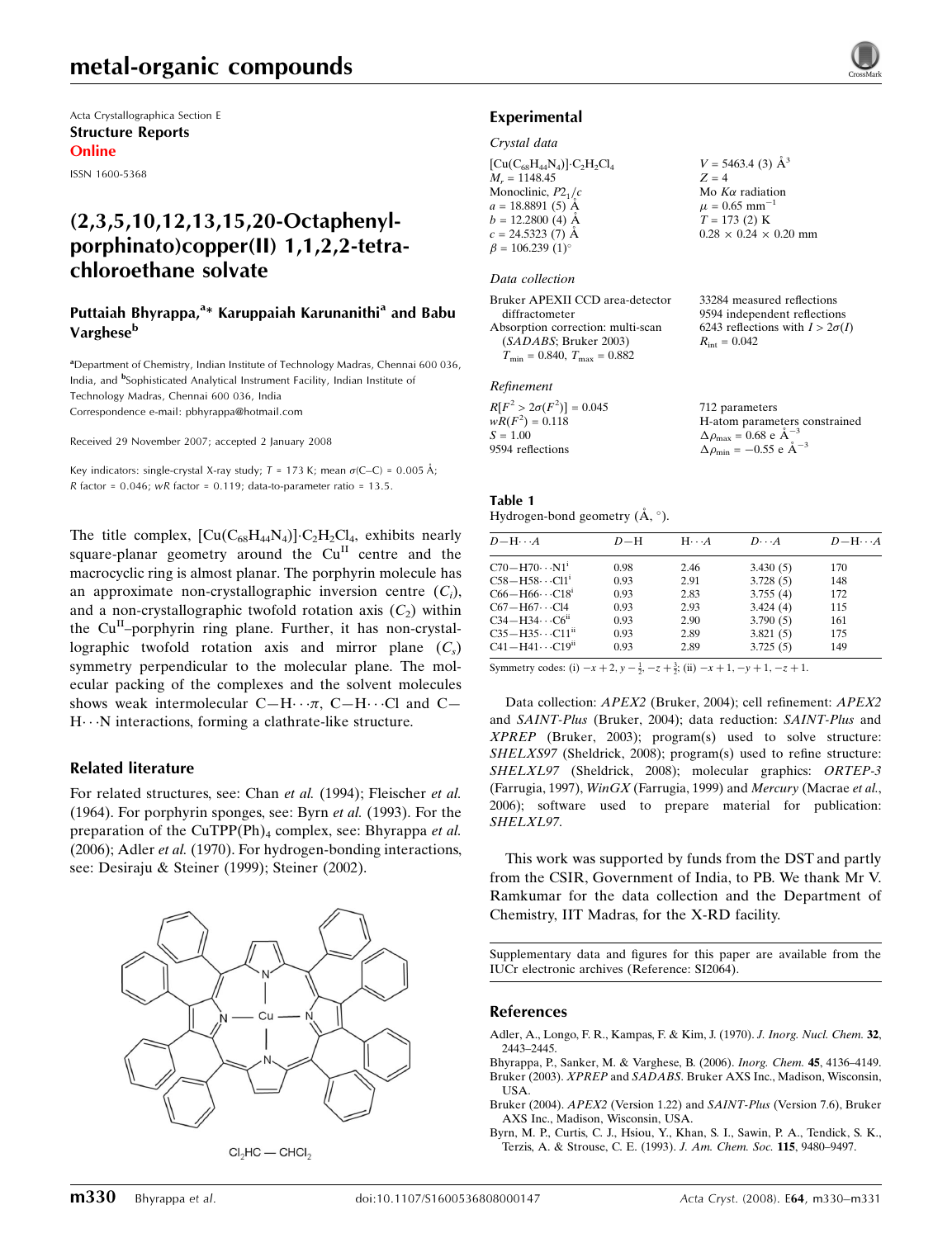Acta Crystallographica Section E

**Structure Reports**

**Online**

ISSN 1600-5368

# (2,3,5,10,12,13,15,20-Octaphenylporphinato)copper(II) 1,1,2,2-tetrachloroethane solvate

**Puttaiah Bhyrappa,[a]* Karuppaiah Karunanithi[a] and Babu Varghese[b]**

[a]Department of Chemistry, Indian Institute of Technology Madras, Chennai 600 036, India, and [b]Sophisticated Analytical Instrument Facility, Indian Institute of Technology Madras, Chennai 600 036, India

Correspondence e-mail: pbhyrappa@hotmail.com

Received 29 November 2007; accepted 2 January 2008

Key indicators: single-crystal X-ray study; $T = 173$ K; mean $\sigma$(C–C) = 0.005 Å; $R$ factor = 0.046; $wR$ factor = 0.119; data-to-parameter ratio = 13.5.

The title complex, $[Cu(C_{68}H_{44}N_4)]\cdot C_2H_2Cl_4$, exhibits nearly square-planar geometry around the $Cu^{II}$ centre and the macrocyclic ring is almost planar. The porphyrin molecule has an approximate non-crystallographic inversion centre ($C_i$), and a non-crystallographic twofold rotation axis ($C_2$) within the $Cu^{II}$–porphyrin ring plane. Further, it has non-crystallographic twofold rotation axis and mirror plane ($C_s$) symmetry perpendicular to the molecular plane. The molecular packing of the complexes and the solvent molecules shows weak intermolecular C—H⋯π, C—H⋯Cl and C—H⋯N interactions, forming a clathrate-like structure.

## Related literature

For related structures, see: Chan *et al.* (1994); Fleischer *et al.* (1964). For porphyrin sponges, see: Byrn *et al.* (1993). For the preparation of the $CuTPP(Ph)_4$ complex, see: Bhyrappa *et al.* (2006); Adler *et al.* (1970). For hydrogen-bonding interactions, see: Desiraju & Steiner (1999); Steiner (2002).

## Experimental

### Crystal data

$[Cu(C_{68}H_{44}N_4)]\cdot C_2H_2Cl_4$
$M_r = 1148.45$
Monoclinic, $P2_1/c$
$a = 18.8891$ (5) Å
$b = 12.2800$ (4) Å
$c = 24.5323$ (7) Å
$\beta = 106.239$ (1)°
$V = 5463.4$ (3) Å$^3$
$Z = 4$
Mo $K\alpha$ radiation
$\mu = 0.65$ mm$^{-1}$
$T = 173$ (2) K
$0.28 \times 0.24 \times 0.20$ mm

### Data collection

Bruker APEXII CCD area-detector diffractometer
Absorption correction: multi-scan (*SADABS*; Bruker 2003)
$T_{min} = 0.840$, $T_{max} = 0.882$
33284 measured reflections
9594 independent reflections
6243 reflections with $I > 2\sigma(I)$
$R_{int} = 0.042$

### Refinement

$R[F^2 > 2\sigma(F^2)] = 0.045$
$wR(F^2) = 0.118$
$S = 1.00$
9594 reflections
712 parameters
H-atom parameters constrained
$\Delta\rho_{max} = 0.68$ e Å$^{-3}$
$\Delta\rho_{min} = -0.55$ e Å$^{-3}$

**Table 1**
Hydrogen-bond geometry (Å, °).

| $D$—H⋯$A$ | $D$—H | H⋯$A$ | $D$⋯$A$ | $D$—H⋯$A$ |
|---|---|---|---|---|
| C70—H70⋯N1[i] | 0.98 | 2.46 | 3.430 (5) | 170 |
| C58—H58⋯Cl1[i] | 0.93 | 2.91 | 3.728 (5) | 148 |
| C66—H66⋯C18[i] | 0.93 | 2.83 | 3.755 (4) | 172 |
| C67—H67⋯Cl4 | 0.93 | 2.93 | 3.424 (4) | 115 |
| C34—H34⋯C6[ii] | 0.93 | 2.90 | 3.790 (5) | 161 |
| C35—H35⋯Cl1[ii] | 0.93 | 2.89 | 3.821 (5) | 175 |
| C41—H41⋯C19[ii] | 0.93 | 2.89 | 3.725 (5) | 149 |

Symmetry codes: (i) $-x+2, y-\frac{1}{2}, -z+\frac{3}{2}$; (ii) $-x+1, -y+1, -z+1$.

Data collection: *APEX2* (Bruker, 2004); cell refinement: *APEX2* and *SAINT-Plus* (Bruker, 2004); data reduction: *SAINT-Plus* and *XPREP* (Bruker, 2003); program(s) used to solve structure: *SHELXS97* (Sheldrick, 2008); program(s) used to refine structure: *SHELXL97* (Sheldrick, 2008); molecular graphics: *ORTEP-3* (Farrugia, 1997), *WinGX* (Farrugia, 1999) and *Mercury* (Macrae *et al.*, 2006); software used to prepare material for publication: *SHELXL97*.

This work was supported by funds from the DST and partly from the CSIR, Government of India, to PB. We thank Mr V. Ramkumar for the data collection and the Department of Chemistry, IIT Madras, for the X-RD facility.

Supplementary data and figures for this paper are available from the IUCr electronic archives (Reference: SI2064).

## References

Adler, A., Longo, F. R., Kampas, F. & Kim, J. (1970). *J. Inorg. Nucl. Chem.* **32**, 2443–2445.

Bhyrappa, P., Sanker, M. & Varghese, B. (2006). *Inorg. Chem.* **45**, 4136–4149.

Bruker (2003). *XPREP* and *SADABS*. Bruker AXS Inc., Madison, Wisconsin, USA.

Bruker (2004). *APEX2* (Version 1.22) and *SAINT-Plus* (Version 7.6), Bruker AXS Inc., Madison, Wisconsin, USA.

Byrn, M. P., Curtis, C. J., Hsiou, Y., Khan, S. I., Sawin, P. A., Tendick, S. K., Terzis, A. & Strouse, C. E. (1993). *J. Am. Chem. Soc.* **115**, 9480–9497.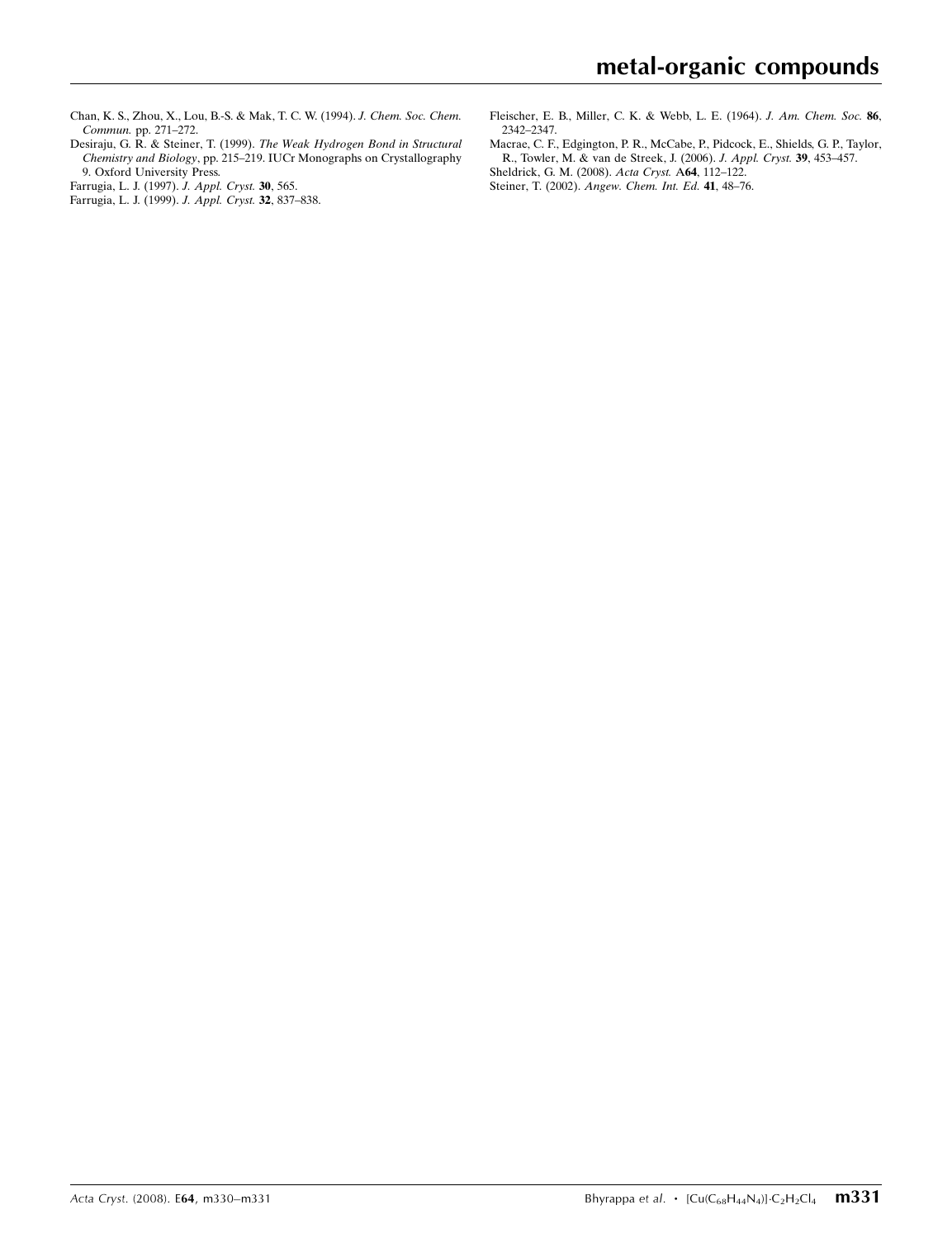Chan, K. S., Zhou, X., Lou, B.-S. & Mak, T. C. W. (1994). *J. Chem. Soc. Chem. Commun.* pp. 271–272.

Desiraju, G. R. & Steiner, T. (1999). *The Weak Hydrogen Bond in Structural Chemistry and Biology*, pp. 215–219. IUCr Monographs on Crystallography 9. Oxford University Press.

Farrugia, L. J. (1997). *J. Appl. Cryst.* **30**, 565.

Farrugia, L. J. (1999). *J. Appl. Cryst.* **32**, 837–838.

Fleischer, E. B., Miller, C. K. & Webb, L. E. (1964). *J. Am. Chem. Soc.* **86**, 2342–2347.

Macrae, C. F., Edgington, P. R., McCabe, P., Pidcock, E., Shields, G. P., Taylor, R., Towler, M. & van de Streek, J. (2006). *J. Appl. Cryst.* **39**, 453–457.

Sheldrick, G. M. (2008). *Acta Cryst.* A**64**, 112–122.

Steiner, T. (2002). *Angew. Chem. Int. Ed.* **41**, 48–76.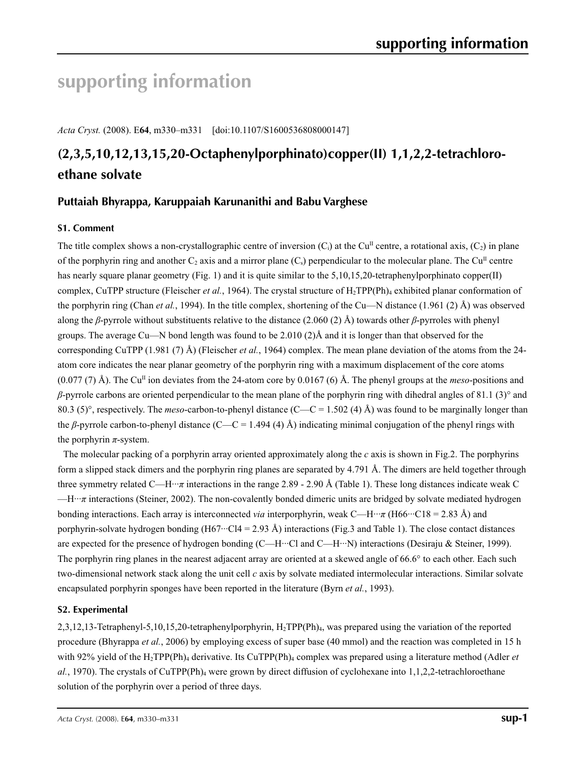# supporting information

*Acta Cryst.* (2008). E**64**, m330–m331 [doi:10.1107/S1600536808000147]

## (2,3,5,10,12,13,15,20-Octaphenylporphinato)copper(II) 1,1,2,2-tetrachloroethane solvate

### Puttaiah Bhyrappa, Karuppaiah Karunanithi and Babu Varghese

#### S1. Comment

The title complex shows a non-crystallographic centre of inversion ($C_i$) at the $Cu^{II}$ centre, a rotational axis, ($C_2$) in plane of the porphyrin ring and another $C_2$ axis and a mirror plane ($C_s$) perpendicular to the molecular plane. The $Cu^{II}$ centre has nearly square planar geometry (Fig. 1) and it is quite similar to the 5,10,15,20-tetraphenylporphinato copper(II) complex, CuTPP structure (Fleischer *et al.*, 1964). The crystal structure of $H_2TPP(Ph)_4$ exhibited planar conformation of the porphyrin ring (Chan *et al.*, 1994). In the title complex, shortening of the Cu—N distance (1.961 (2) Å) was observed along the *β*-pyrrole without substituents relative to the distance (2.060 (2) Å) towards other *β*-pyrroles with phenyl groups. The average Cu—N bond length was found to be 2.010 (2)Å and it is longer than that observed for the corresponding CuTPP (1.981 (7) Å) (Fleischer *et al.*, 1964) complex. The mean plane deviation of the atoms from the 24-atom core indicates the near planar geometry of the porphyrin ring with a maximum displacement of the core atoms (0.077 (7) Å). The $Cu^{II}$ ion deviates from the 24-atom core by 0.0167 (6) Å. The phenyl groups at the *meso*-positions and *β*-pyrrole carbons are oriented perpendicular to the mean plane of the porphyrin ring with dihedral angles of 81.1 (3)° and 80.3 (5)°, respectively. The *meso*-carbon-to-phenyl distance (C—C = 1.502 (4) Å) was found to be marginally longer than the *β*-pyrrole carbon-to-phenyl distance (C—C = 1.494 (4) Å) indicating minimal conjugation of the phenyl rings with the porphyrin *π*-system.

The molecular packing of a porphyrin array oriented approximately along the *c* axis is shown in Fig.2. The porphyrins form a slipped stack dimers and the porphyrin ring planes are separated by 4.791 Å. The dimers are held together through three symmetry related C—H···*π* interactions in the range 2.89 - 2.90 Å (Table 1). These long distances indicate weak C—H···*π* interactions (Steiner, 2002). The non-covalently bonded dimeric units are bridged by solvate mediated hydrogen bonding interactions. Each array is interconnected *via* interporphyrin, weak C—H···*π* (H66···C18 = 2.83 Å) and porphyrin-solvate hydrogen bonding (H67···Cl4 = 2.93 Å) interactions (Fig.3 and Table 1). The close contact distances are expected for the presence of hydrogen bonding (C—H···Cl and C—H···N) interactions (Desiraju & Steiner, 1999). The porphyrin ring planes in the nearest adjacent array are oriented at a skewed angle of 66.6° to each other. Each such two-dimensional network stack along the unit cell *c* axis by solvate mediated intermolecular interactions. Similar solvate encapsulated porphyrin sponges have been reported in the literature (Byrn *et al.*, 1993).

#### S2. Experimental

2,3,12,13-Tetraphenyl-5,10,15,20-tetraphenylporphyrin, $H_2TPP(Ph)_4$, was prepared using the variation of the reported procedure (Bhyrappa *et al.*, 2006) by employing excess of super base (40 mmol) and the reaction was completed in 15 h with 92% yield of the $H_2TPP(Ph)_4$ derivative. Its $CuTPP(Ph)_4$ complex was prepared using a literature method (Adler *et al.*, 1970). The crystals of $CuTPP(Ph)_4$ were grown by direct diffusion of cyclohexane into 1,1,2,2-tetrachloroethane solution of the porphyrin over a period of three days.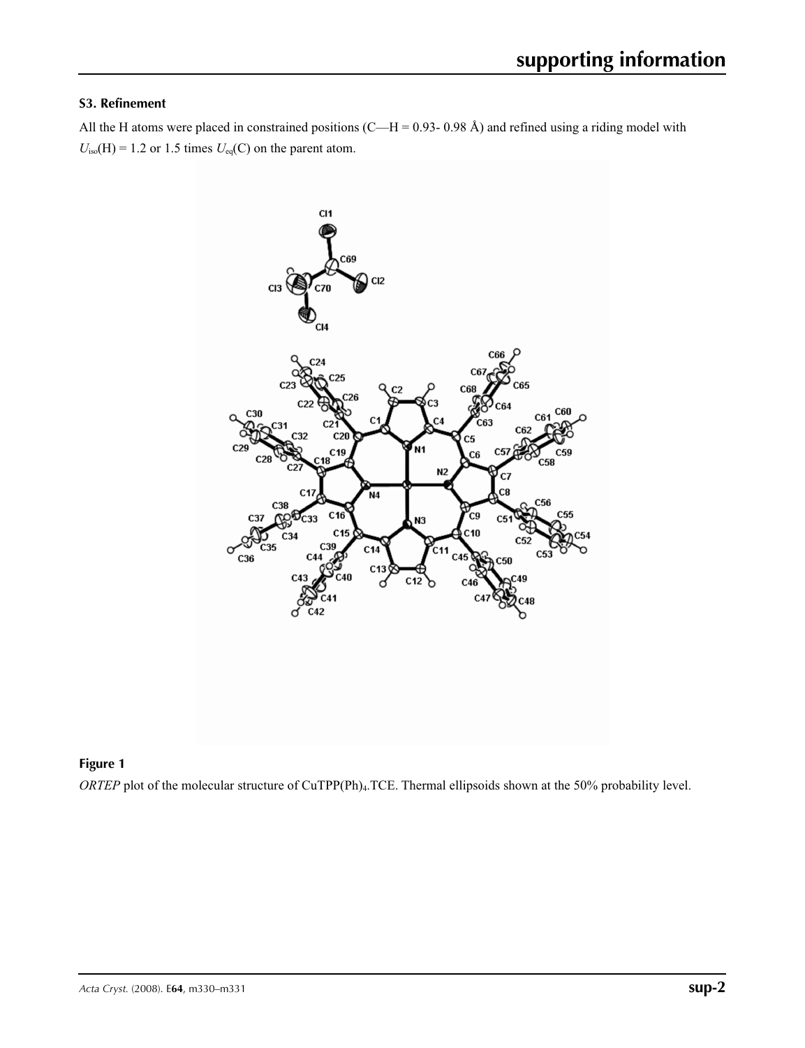## S3. Refinement

All the H atoms were placed in constrained positions (C—H = 0.93- 0.98 Å) and refined using a riding model with $U_{iso}$(H) = 1.2 or 1.5 times $U_{eq}$(C) on the parent atom.

### Figure 1

*ORTEP* plot of the molecular structure of CuTPP(Ph)$_4$.TCE. Thermal ellipsoids shown at the 50% probability level.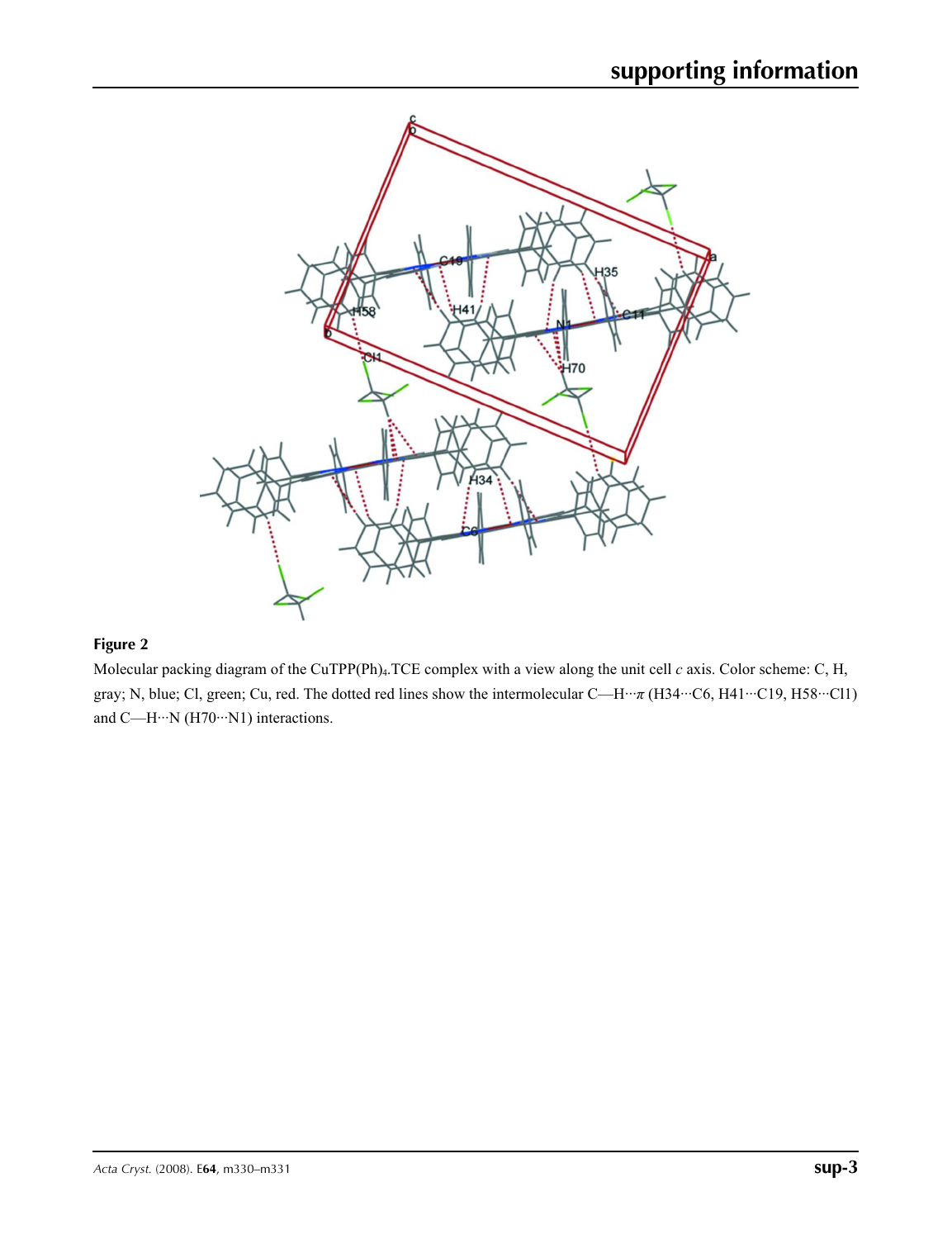**Figure 2**

Molecular packing diagram of the CuTPP(Ph)$_4$.TCE complex with a view along the unit cell *c* axis. Color scheme: C, H, gray; N, blue; Cl, green; Cu, red. The dotted red lines show the intermolecular C—H···$\pi$ (H34···C6, H41···C19, H58···Cl1) and C—H···N (H70···N1) interactions.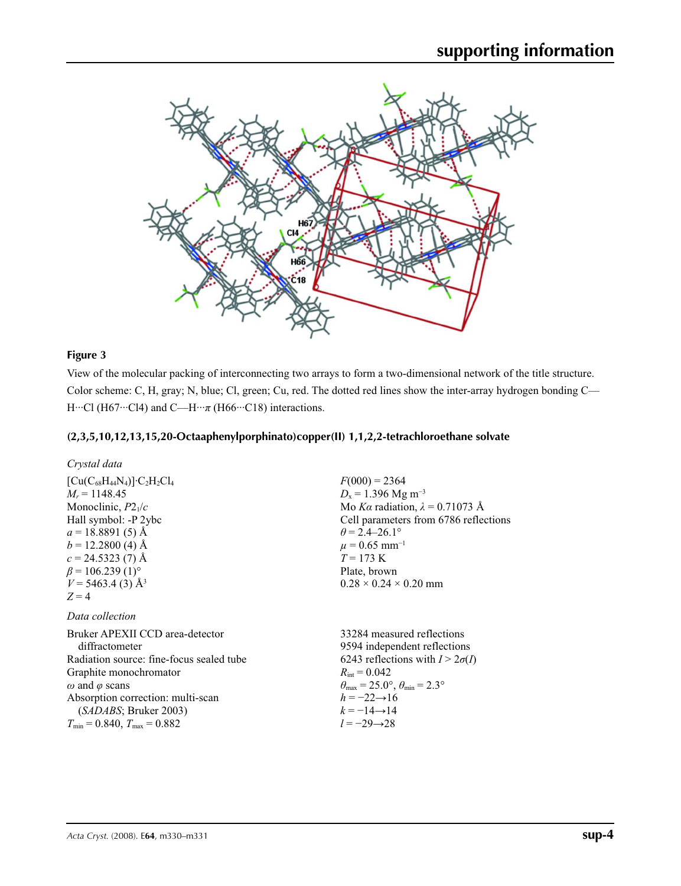**Figure 3**

View of the molecular packing of interconnecting two arrays to form a two-dimensional network of the title structure. Color scheme: C, H, gray; N, blue; Cl, green; Cu, red. The dotted red lines show the inter-array hydrogen bonding C—H···Cl (H67···Cl4) and C—H···π (H66···C18) interactions.

## (2,3,5,10,12,13,15,20-Octaaphenylporphinato)copper(II) 1,1,2,2-tetrachloroethane solvate

### Crystal data

$[Cu(C_{68}H_{44}N_4)]\cdot C_2H_2Cl_4$
$M_r = 1148.45$
Monoclinic, $P2_1/c$
Hall symbol: -P 2ybc
$a = 18.8891$ (5) Å
$b = 12.2800$ (4) Å
$c = 24.5323$ (7) Å
$\beta = 106.239$ (1)°
$V = 5463.4$ (3) Å$^3$
$Z = 4$
$F(000) = 2364$
$D_x = 1.396$ Mg m$^{-3}$
Mo $K\alpha$ radiation, $\lambda = 0.71073$ Å
Cell parameters from 6786 reflections
$\theta = 2.4$–26.1°
$\mu = 0.65$ mm$^{-1}$
$T = 173$ K
Plate, brown
0.28 × 0.24 × 0.20 mm

### Data collection

Bruker APEXII CCD area-detector diffractometer
Radiation source: fine-focus sealed tube
Graphite monochromator
$\omega$ and $\varphi$ scans
Absorption correction: multi-scan (*SADABS*; Bruker 2003)
$T_{min} = 0.840$, $T_{max} = 0.882$
33284 measured reflections
9594 independent reflections
6243 reflections with $I > 2\sigma(I)$
$R_{int} = 0.042$
$\theta_{max} = 25.0°$, $\theta_{min} = 2.3°$
$h = -22 \rightarrow 16$
$k = -14 \rightarrow 14$
$l = -29 \rightarrow 28$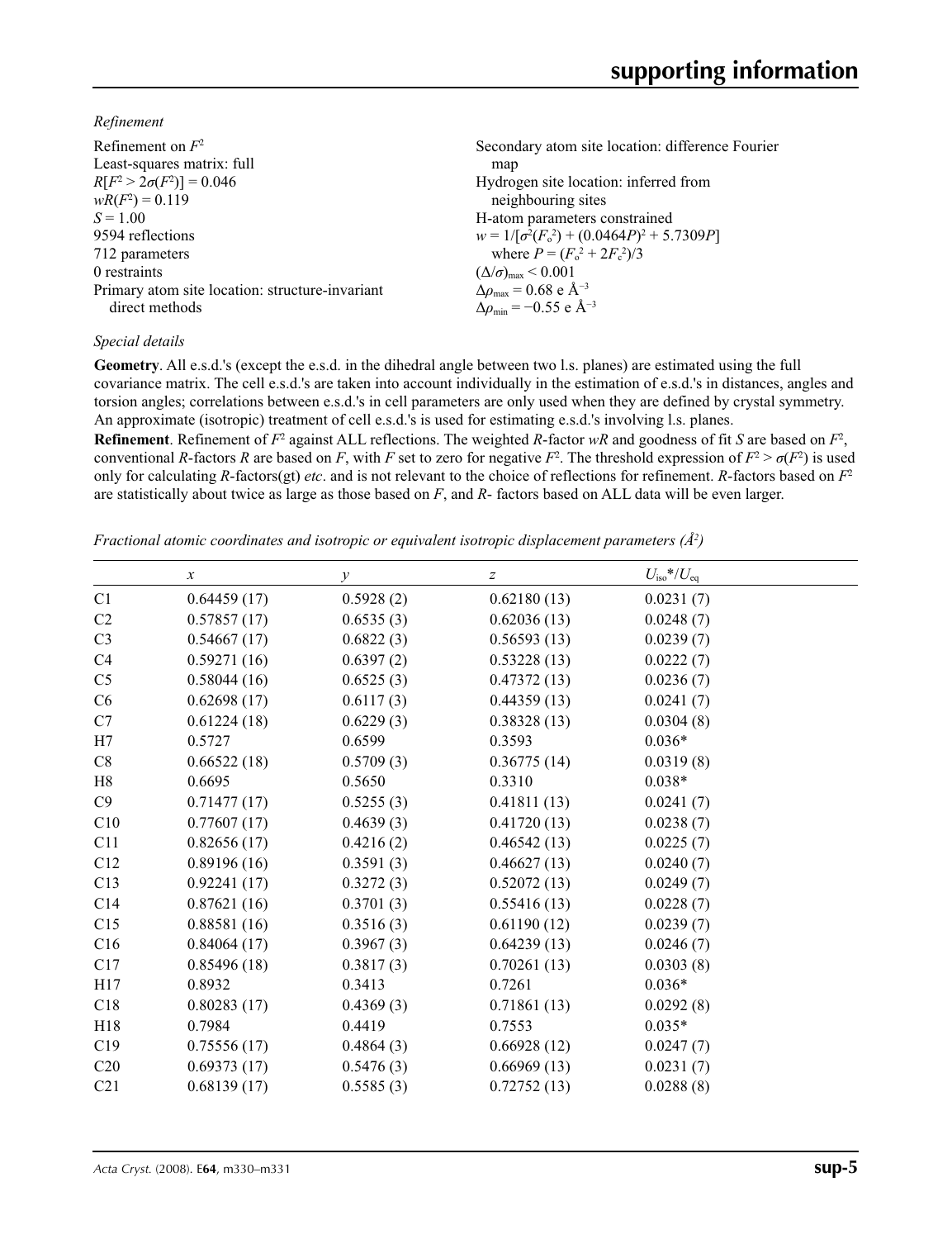*Refinement*

Refinement on $F^2$
Least-squares matrix: full
$R[F^2 > 2\sigma(F^2)] = 0.046$
$wR(F^2) = 0.119$
$S = 1.00$
9594 reflections
712 parameters
0 restraints
Primary atom site location: structure-invariant direct methods
Secondary atom site location: difference Fourier map
Hydrogen site location: inferred from neighbouring sites
H-atom parameters constrained
$w = 1/[\sigma^2(F_o^2) + (0.0464P)^2 + 5.7309P]$ where $P = (F_o^2 + 2F_c^2)/3$
$(\Delta/\sigma)_{max} < 0.001$
$\Delta\rho_{max} = 0.68$ e Å$^{-3}$
$\Delta\rho_{min} = -0.55$ e Å$^{-3}$

*Special details*

**Geometry**. All e.s.d.'s (except the e.s.d. in the dihedral angle between two l.s. planes) are estimated using the full covariance matrix. The cell e.s.d.'s are taken into account individually in the estimation of e.s.d.'s in distances, angles and torsion angles; correlations between e.s.d.'s in cell parameters are only used when they are defined by crystal symmetry. An approximate (isotropic) treatment of cell e.s.d.'s is used for estimating e.s.d.'s involving l.s. planes.

**Refinement**. Refinement of $F^2$ against ALL reflections. The weighted $R$-factor $wR$ and goodness of fit $S$ are based on $F^2$, conventional $R$-factors $R$ are based on $F$, with $F$ set to zero for negative $F^2$. The threshold expression of $F^2 > \sigma(F^2)$ is used only for calculating $R$-factors(gt) *etc*. and is not relevant to the choice of reflections for refinement. $R$-factors based on $F^2$ are statistically about twice as large as those based on $F$, and $R$- factors based on ALL data will be even larger.

*Fractional atomic coordinates and isotropic or equivalent isotropic displacement parameters (Å²)*

| | $x$ | $y$ | $z$ | $U_{iso}$\*/$U_{eq}$ |
|---|---|---|---|---|
| C1 | 0.64459 (17) | 0.5928 (2) | 0.62180 (13) | 0.0231 (7) |
| C2 | 0.57857 (17) | 0.6535 (3) | 0.62036 (13) | 0.0248 (7) |
| C3 | 0.54667 (17) | 0.6822 (3) | 0.56593 (13) | 0.0239 (7) |
| C4 | 0.59271 (16) | 0.6397 (2) | 0.53228 (13) | 0.0222 (7) |
| C5 | 0.58044 (16) | 0.6525 (3) | 0.47372 (13) | 0.0236 (7) |
| C6 | 0.62698 (17) | 0.6117 (3) | 0.44359 (13) | 0.0241 (7) |
| C7 | 0.61224 (18) | 0.6229 (3) | 0.38328 (13) | 0.0304 (8) |
| H7 | 0.5727 | 0.6599 | 0.3593 | 0.036* |
| C8 | 0.66522 (18) | 0.5709 (3) | 0.36775 (14) | 0.0319 (8) |
| H8 | 0.6695 | 0.5650 | 0.3310 | 0.038* |
| C9 | 0.71477 (17) | 0.5255 (3) | 0.41811 (13) | 0.0241 (7) |
| C10 | 0.77607 (17) | 0.4639 (3) | 0.41720 (13) | 0.0238 (7) |
| C11 | 0.82656 (17) | 0.4216 (2) | 0.46542 (13) | 0.0225 (7) |
| C12 | 0.89196 (16) | 0.3591 (3) | 0.46627 (13) | 0.0240 (7) |
| C13 | 0.92241 (17) | 0.3272 (3) | 0.52072 (13) | 0.0249 (7) |
| C14 | 0.87621 (16) | 0.3701 (3) | 0.55416 (13) | 0.0228 (7) |
| C15 | 0.88581 (16) | 0.3516 (3) | 0.61190 (12) | 0.0239 (7) |
| C16 | 0.84064 (17) | 0.3967 (3) | 0.64239 (13) | 0.0246 (7) |
| C17 | 0.85496 (18) | 0.3817 (3) | 0.70261 (13) | 0.0303 (8) |
| H17 | 0.8932 | 0.3413 | 0.7261 | 0.036* |
| C18 | 0.80283 (17) | 0.4369 (3) | 0.71861 (13) | 0.0292 (8) |
| H18 | 0.7984 | 0.4419 | 0.7553 | 0.035* |
| C19 | 0.75556 (17) | 0.4864 (3) | 0.66928 (12) | 0.0247 (7) |
| C20 | 0.69373 (17) | 0.5476 (3) | 0.66969 (13) | 0.0231 (7) |
| C21 | 0.68139 (17) | 0.5585 (3) | 0.72752 (13) | 0.0288 (8) |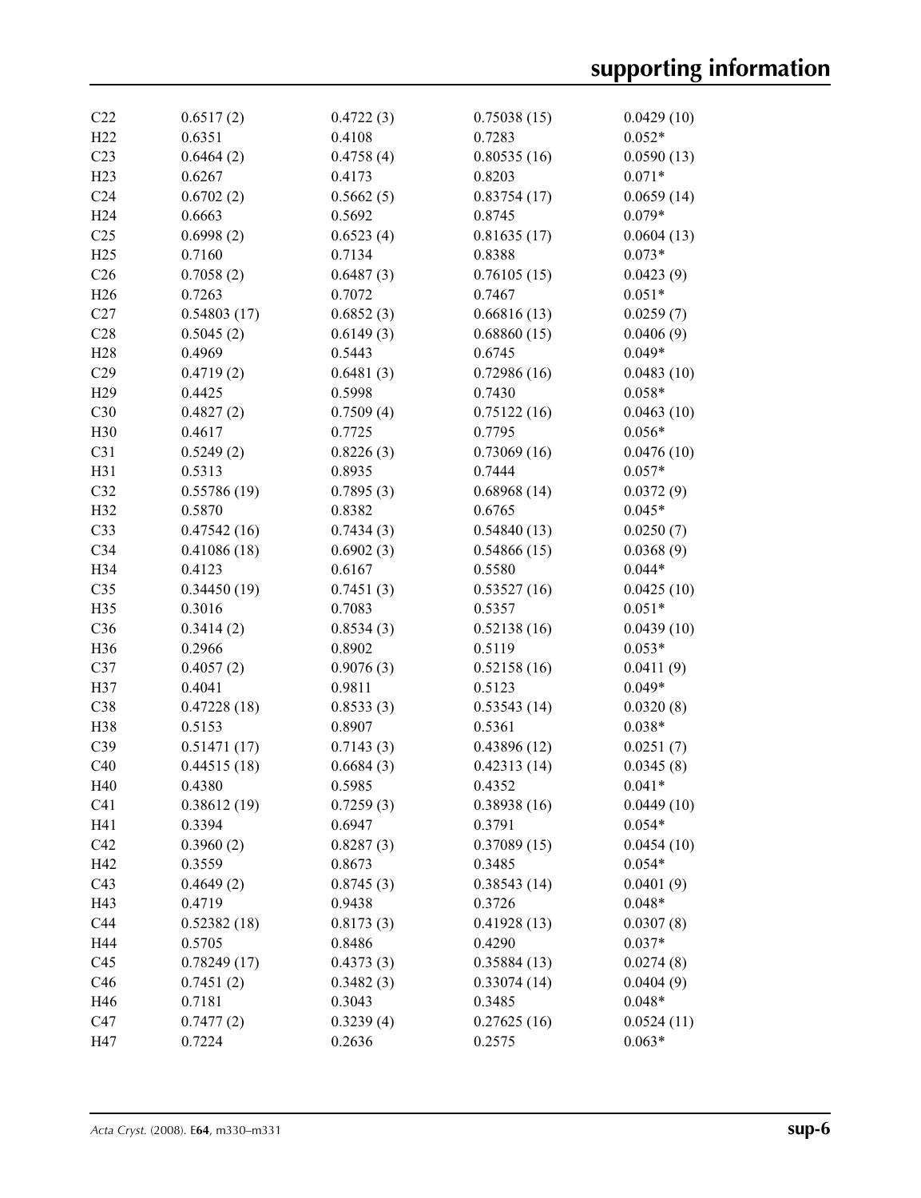| | | | | |
|---|---|---|---|---|
| C22 | 0.6517 (2) | 0.4722 (3) | 0.75038 (15) | 0.0429 (10) |
| H22 | 0.6351 | 0.4108 | 0.7283 | 0.052* |
| C23 | 0.6464 (2) | 0.4758 (4) | 0.80535 (16) | 0.0590 (13) |
| H23 | 0.6267 | 0.4173 | 0.8203 | 0.071* |
| C24 | 0.6702 (2) | 0.5662 (5) | 0.83754 (17) | 0.0659 (14) |
| H24 | 0.6663 | 0.5692 | 0.8745 | 0.079* |
| C25 | 0.6998 (2) | 0.6523 (4) | 0.81635 (17) | 0.0604 (13) |
| H25 | 0.7160 | 0.7134 | 0.8388 | 0.073* |
| C26 | 0.7058 (2) | 0.6487 (3) | 0.76105 (15) | 0.0423 (9) |
| H26 | 0.7263 | 0.7072 | 0.7467 | 0.051* |
| C27 | 0.54803 (17) | 0.6852 (3) | 0.66816 (13) | 0.0259 (7) |
| C28 | 0.5045 (2) | 0.6149 (3) | 0.68860 (15) | 0.0406 (9) |
| H28 | 0.4969 | 0.5443 | 0.6745 | 0.049* |
| C29 | 0.4719 (2) | 0.6481 (3) | 0.72986 (16) | 0.0483 (10) |
| H29 | 0.4425 | 0.5998 | 0.7430 | 0.058* |
| C30 | 0.4827 (2) | 0.7509 (4) | 0.75122 (16) | 0.0463 (10) |
| H30 | 0.4617 | 0.7725 | 0.7795 | 0.056* |
| C31 | 0.5249 (2) | 0.8226 (3) | 0.73069 (16) | 0.0476 (10) |
| H31 | 0.5313 | 0.8935 | 0.7444 | 0.057* |
| C32 | 0.55786 (19) | 0.7895 (3) | 0.68968 (14) | 0.0372 (9) |
| H32 | 0.5870 | 0.8382 | 0.6765 | 0.045* |
| C33 | 0.47542 (16) | 0.7434 (3) | 0.54840 (13) | 0.0250 (7) |
| C34 | 0.41086 (18) | 0.6902 (3) | 0.54866 (15) | 0.0368 (9) |
| H34 | 0.4123 | 0.6167 | 0.5580 | 0.044* |
| C35 | 0.34450 (19) | 0.7451 (3) | 0.53527 (16) | 0.0425 (10) |
| H35 | 0.3016 | 0.7083 | 0.5357 | 0.051* |
| C36 | 0.3414 (2) | 0.8534 (3) | 0.52138 (16) | 0.0439 (10) |
| H36 | 0.2966 | 0.8902 | 0.5119 | 0.053* |
| C37 | 0.4057 (2) | 0.9076 (3) | 0.52158 (16) | 0.0411 (9) |
| H37 | 0.4041 | 0.9811 | 0.5123 | 0.049* |
| C38 | 0.47228 (18) | 0.8533 (3) | 0.53543 (14) | 0.0320 (8) |
| H38 | 0.5153 | 0.8907 | 0.5361 | 0.038* |
| C39 | 0.51471 (17) | 0.7143 (3) | 0.43896 (12) | 0.0251 (7) |
| C40 | 0.44515 (18) | 0.6684 (3) | 0.42313 (14) | 0.0345 (8) |
| H40 | 0.4380 | 0.5985 | 0.4352 | 0.041* |
| C41 | 0.38612 (19) | 0.7259 (3) | 0.38938 (16) | 0.0449 (10) |
| H41 | 0.3394 | 0.6947 | 0.3791 | 0.054* |
| C42 | 0.3960 (2) | 0.8287 (3) | 0.37089 (15) | 0.0454 (10) |
| H42 | 0.3559 | 0.8673 | 0.3485 | 0.054* |
| C43 | 0.4649 (2) | 0.8745 (3) | 0.38543 (14) | 0.0401 (9) |
| H43 | 0.4719 | 0.9438 | 0.3726 | 0.048* |
| C44 | 0.52382 (18) | 0.8173 (3) | 0.41928 (13) | 0.0307 (8) |
| H44 | 0.5705 | 0.8486 | 0.4290 | 0.037* |
| C45 | 0.78249 (17) | 0.4373 (3) | 0.35884 (13) | 0.0274 (8) |
| C46 | 0.7451 (2) | 0.3482 (3) | 0.33074 (14) | 0.0404 (9) |
| H46 | 0.7181 | 0.3043 | 0.3485 | 0.048* |
| C47 | 0.7477 (2) | 0.3239 (4) | 0.27625 (16) | 0.0524 (11) |
| H47 | 0.7224 | 0.2636 | 0.2575 | 0.063* |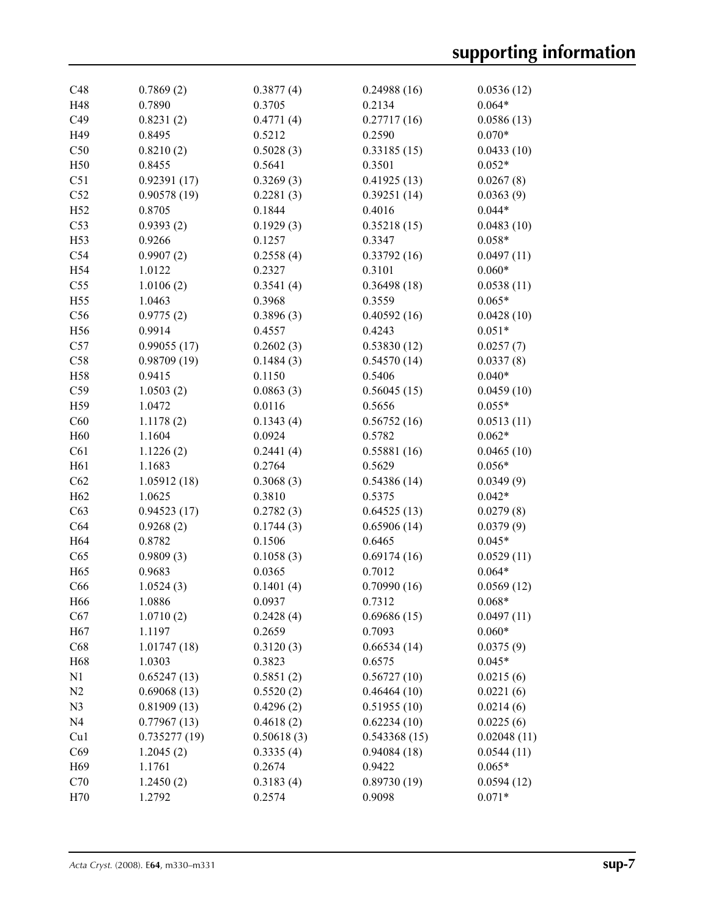| | | | | |
|---|---|---|---|---|
| C48 | 0.7869 (2) | 0.3877 (4) | 0.24988 (16) | 0.0536 (12) |
| H48 | 0.7890 | 0.3705 | 0.2134 | 0.064* |
| C49 | 0.8231 (2) | 0.4771 (4) | 0.27717 (16) | 0.0586 (13) |
| H49 | 0.8495 | 0.5212 | 0.2590 | 0.070* |
| C50 | 0.8210 (2) | 0.5028 (3) | 0.33185 (15) | 0.0433 (10) |
| H50 | 0.8455 | 0.5641 | 0.3501 | 0.052* |
| C51 | 0.92391 (17) | 0.3269 (3) | 0.41925 (13) | 0.0267 (8) |
| C52 | 0.90578 (19) | 0.2281 (3) | 0.39251 (14) | 0.0363 (9) |
| H52 | 0.8705 | 0.1844 | 0.4016 | 0.044* |
| C53 | 0.9393 (2) | 0.1929 (3) | 0.35218 (15) | 0.0483 (10) |
| H53 | 0.9266 | 0.1257 | 0.3347 | 0.058* |
| C54 | 0.9907 (2) | 0.2558 (4) | 0.33792 (16) | 0.0497 (11) |
| H54 | 1.0122 | 0.2327 | 0.3101 | 0.060* |
| C55 | 1.0106 (2) | 0.3541 (4) | 0.36498 (18) | 0.0538 (11) |
| H55 | 1.0463 | 0.3968 | 0.3559 | 0.065* |
| C56 | 0.9775 (2) | 0.3896 (3) | 0.40592 (16) | 0.0428 (10) |
| H56 | 0.9914 | 0.4557 | 0.4243 | 0.051* |
| C57 | 0.99055 (17) | 0.2602 (3) | 0.53830 (12) | 0.0257 (7) |
| C58 | 0.98709 (19) | 0.1484 (3) | 0.54570 (14) | 0.0337 (8) |
| H58 | 0.9415 | 0.1150 | 0.5406 | 0.040* |
| C59 | 1.0503 (2) | 0.0863 (3) | 0.56045 (15) | 0.0459 (10) |
| H59 | 1.0472 | 0.0116 | 0.5656 | 0.055* |
| C60 | 1.1178 (2) | 0.1343 (4) | 0.56752 (16) | 0.0513 (11) |
| H60 | 1.1604 | 0.0924 | 0.5782 | 0.062* |
| C61 | 1.1226 (2) | 0.2441 (4) | 0.55881 (16) | 0.0465 (10) |
| H61 | 1.1683 | 0.2764 | 0.5629 | 0.056* |
| C62 | 1.05912 (18) | 0.3068 (3) | 0.54386 (14) | 0.0349 (9) |
| H62 | 1.0625 | 0.3810 | 0.5375 | 0.042* |
| C63 | 0.94523 (17) | 0.2782 (3) | 0.64525 (13) | 0.0279 (8) |
| C64 | 0.9268 (2) | 0.1744 (3) | 0.65906 (14) | 0.0379 (9) |
| H64 | 0.8782 | 0.1506 | 0.6465 | 0.045* |
| C65 | 0.9809 (3) | 0.1058 (3) | 0.69174 (16) | 0.0529 (11) |
| H65 | 0.9683 | 0.0365 | 0.7012 | 0.064* |
| C66 | 1.0524 (3) | 0.1401 (4) | 0.70990 (16) | 0.0569 (12) |
| H66 | 1.0886 | 0.0937 | 0.7312 | 0.068* |
| C67 | 1.0710 (2) | 0.2428 (4) | 0.69686 (15) | 0.0497 (11) |
| H67 | 1.1197 | 0.2659 | 0.7093 | 0.060* |
| C68 | 1.01747 (18) | 0.3120 (3) | 0.66534 (14) | 0.0375 (9) |
| H68 | 1.0303 | 0.3823 | 0.6575 | 0.045* |
| N1 | 0.65247 (13) | 0.5851 (2) | 0.56727 (10) | 0.0215 (6) |
| N2 | 0.69068 (13) | 0.5520 (2) | 0.46464 (10) | 0.0221 (6) |
| N3 | 0.81909 (13) | 0.4296 (2) | 0.51955 (10) | 0.0214 (6) |
| N4 | 0.77967 (13) | 0.4618 (2) | 0.62234 (10) | 0.0225 (6) |
| Cu1 | 0.735277 (19) | 0.50618 (3) | 0.543368 (15) | 0.02048 (11) |
| C69 | 1.2045 (2) | 0.3335 (4) | 0.94084 (18) | 0.0544 (11) |
| H69 | 1.1761 | 0.2674 | 0.9422 | 0.065* |
| C70 | 1.2450 (2) | 0.3183 (4) | 0.89730 (19) | 0.0594 (12) |
| H70 | 1.2792 | 0.2574 | 0.9098 | 0.071* |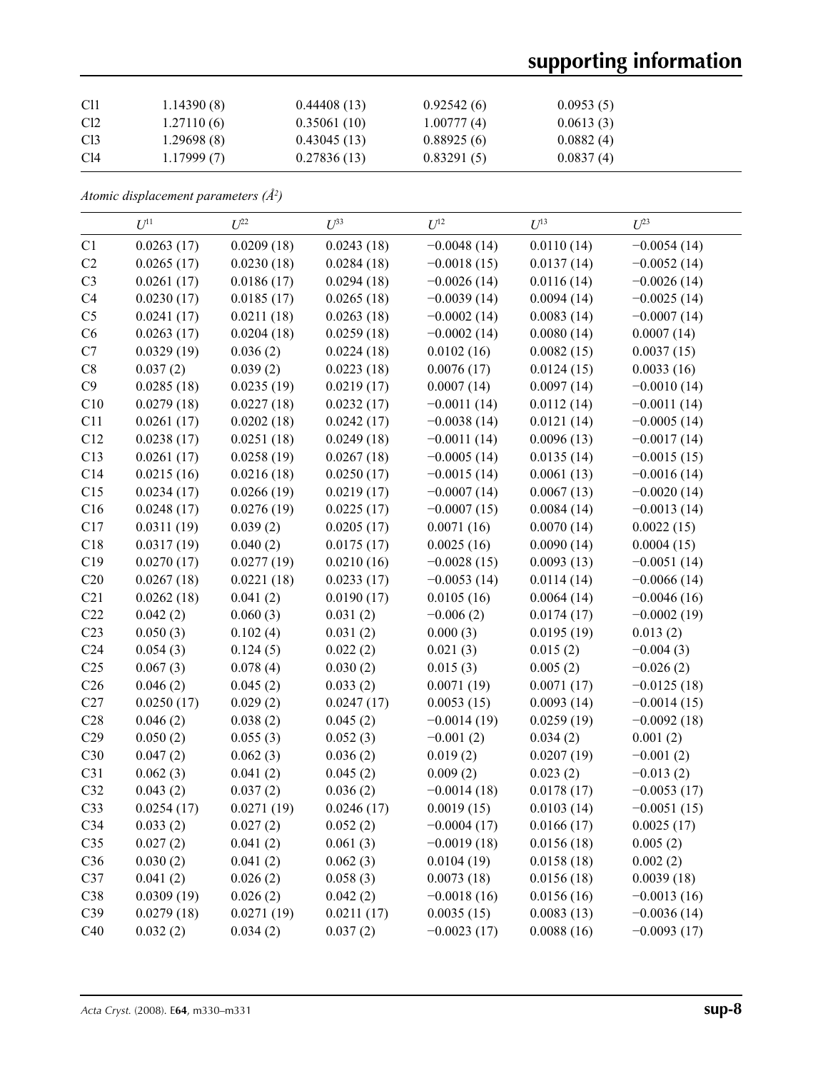| | | | | |
|---|---|---|---|---|
| Cl1 | 1.14390 (8) | 0.44408 (13) | 0.92542 (6) | 0.0953 (5) |
| Cl2 | 1.27110 (6) | 0.35061 (10) | 1.00777 (4) | 0.0613 (3) |
| Cl3 | 1.29698 (8) | 0.43045 (13) | 0.88925 (6) | 0.0882 (4) |
| Cl4 | 1.17999 (7) | 0.27836 (13) | 0.83291 (5) | 0.0837 (4) |

*Atomic displacement parameters (Å$^2$)*

| | $U^{11}$ | $U^{22}$ | $U^{33}$ | $U^{12}$ | $U^{13}$ | $U^{23}$ |
|---|---|---|---|---|---|---|
| C1 | 0.0263 (17) | 0.0209 (18) | 0.0243 (18) | −0.0048 (14) | 0.0110 (14) | −0.0054 (14) |
| C2 | 0.0265 (17) | 0.0230 (18) | 0.0284 (18) | −0.0018 (15) | 0.0137 (14) | −0.0052 (14) |
| C3 | 0.0261 (17) | 0.0186 (17) | 0.0294 (18) | −0.0026 (14) | 0.0116 (14) | −0.0026 (14) |
| C4 | 0.0230 (17) | 0.0185 (17) | 0.0265 (18) | −0.0039 (14) | 0.0094 (14) | −0.0025 (14) |
| C5 | 0.0241 (17) | 0.0211 (18) | 0.0263 (18) | −0.0002 (14) | 0.0083 (14) | −0.0007 (14) |
| C6 | 0.0263 (17) | 0.0204 (18) | 0.0259 (18) | −0.0002 (14) | 0.0080 (14) | 0.0007 (14) |
| C7 | 0.0329 (19) | 0.036 (2) | 0.0224 (18) | 0.0102 (16) | 0.0082 (15) | 0.0037 (15) |
| C8 | 0.037 (2) | 0.039 (2) | 0.0223 (18) | 0.0076 (17) | 0.0124 (15) | 0.0033 (16) |
| C9 | 0.0285 (18) | 0.0235 (19) | 0.0219 (17) | 0.0007 (14) | 0.0097 (14) | −0.0010 (14) |
| C10 | 0.0279 (18) | 0.0227 (18) | 0.0232 (17) | −0.0011 (14) | 0.0112 (14) | −0.0011 (14) |
| C11 | 0.0261 (17) | 0.0202 (18) | 0.0242 (17) | −0.0038 (14) | 0.0121 (14) | −0.0005 (14) |
| C12 | 0.0238 (17) | 0.0251 (18) | 0.0249 (18) | −0.0011 (14) | 0.0096 (13) | −0.0017 (14) |
| C13 | 0.0261 (17) | 0.0258 (19) | 0.0267 (18) | −0.0005 (14) | 0.0135 (14) | −0.0015 (15) |
| C14 | 0.0215 (16) | 0.0216 (18) | 0.0250 (17) | −0.0015 (14) | 0.0061 (13) | −0.0016 (14) |
| C15 | 0.0234 (17) | 0.0266 (19) | 0.0219 (17) | −0.0007 (14) | 0.0067 (13) | −0.0020 (14) |
| C16 | 0.0248 (17) | 0.0276 (19) | 0.0225 (17) | −0.0007 (15) | 0.0084 (14) | −0.0013 (14) |
| C17 | 0.0311 (19) | 0.039 (2) | 0.0205 (17) | 0.0071 (16) | 0.0070 (14) | 0.0022 (15) |
| C18 | 0.0317 (19) | 0.040 (2) | 0.0175 (17) | 0.0025 (16) | 0.0090 (14) | 0.0004 (15) |
| C19 | 0.0270 (17) | 0.0277 (19) | 0.0210 (16) | −0.0028 (15) | 0.0093 (13) | −0.0051 (14) |
| C20 | 0.0267 (18) | 0.0221 (18) | 0.0233 (17) | −0.0053 (14) | 0.0114 (14) | −0.0066 (14) |
| C21 | 0.0262 (18) | 0.041 (2) | 0.0190 (17) | 0.0105 (16) | 0.0064 (14) | −0.0046 (16) |
| C22 | 0.042 (2) | 0.060 (3) | 0.031 (2) | −0.006 (2) | 0.0174 (17) | −0.0002 (19) |
| C23 | 0.050 (3) | 0.102 (4) | 0.031 (2) | 0.000 (3) | 0.0195 (19) | 0.013 (2) |
| C24 | 0.054 (3) | 0.124 (5) | 0.022 (2) | 0.021 (3) | 0.015 (2) | −0.004 (3) |
| C25 | 0.067 (3) | 0.078 (4) | 0.030 (2) | 0.015 (3) | 0.005 (2) | −0.026 (2) |
| C26 | 0.046 (2) | 0.045 (2) | 0.033 (2) | 0.0071 (19) | 0.0071 (17) | −0.0125 (18) |
| C27 | 0.0250 (17) | 0.029 (2) | 0.0247 (17) | 0.0053 (15) | 0.0093 (14) | −0.0014 (15) |
| C28 | 0.046 (2) | 0.038 (2) | 0.045 (2) | −0.0014 (19) | 0.0259 (19) | −0.0092 (18) |
| C29 | 0.050 (2) | 0.055 (3) | 0.052 (3) | −0.001 (2) | 0.034 (2) | 0.001 (2) |
| C30 | 0.047 (2) | 0.062 (3) | 0.036 (2) | 0.019 (2) | 0.0207 (19) | −0.001 (2) |
| C31 | 0.062 (3) | 0.041 (2) | 0.045 (2) | 0.009 (2) | 0.023 (2) | −0.013 (2) |
| C32 | 0.043 (2) | 0.037 (2) | 0.036 (2) | −0.0014 (18) | 0.0178 (17) | −0.0053 (17) |
| C33 | 0.0254 (17) | 0.0271 (19) | 0.0246 (17) | 0.0019 (15) | 0.0103 (14) | −0.0051 (15) |
| C34 | 0.033 (2) | 0.027 (2) | 0.052 (2) | −0.0004 (17) | 0.0166 (17) | 0.0025 (17) |
| C35 | 0.027 (2) | 0.041 (2) | 0.061 (3) | −0.0019 (18) | 0.0156 (18) | 0.005 (2) |
| C36 | 0.030 (2) | 0.041 (2) | 0.062 (3) | 0.0104 (19) | 0.0158 (18) | 0.002 (2) |
| C37 | 0.041 (2) | 0.026 (2) | 0.058 (3) | 0.0073 (18) | 0.0156 (18) | 0.0039 (18) |
| C38 | 0.0309 (19) | 0.026 (2) | 0.042 (2) | −0.0018 (16) | 0.0156 (16) | −0.0013 (16) |
| C39 | 0.0279 (18) | 0.0271 (19) | 0.0211 (17) | 0.0035 (15) | 0.0083 (13) | −0.0036 (14) |
| C40 | 0.032 (2) | 0.034 (2) | 0.037 (2) | −0.0023 (17) | 0.0088 (16) | −0.0093 (17) |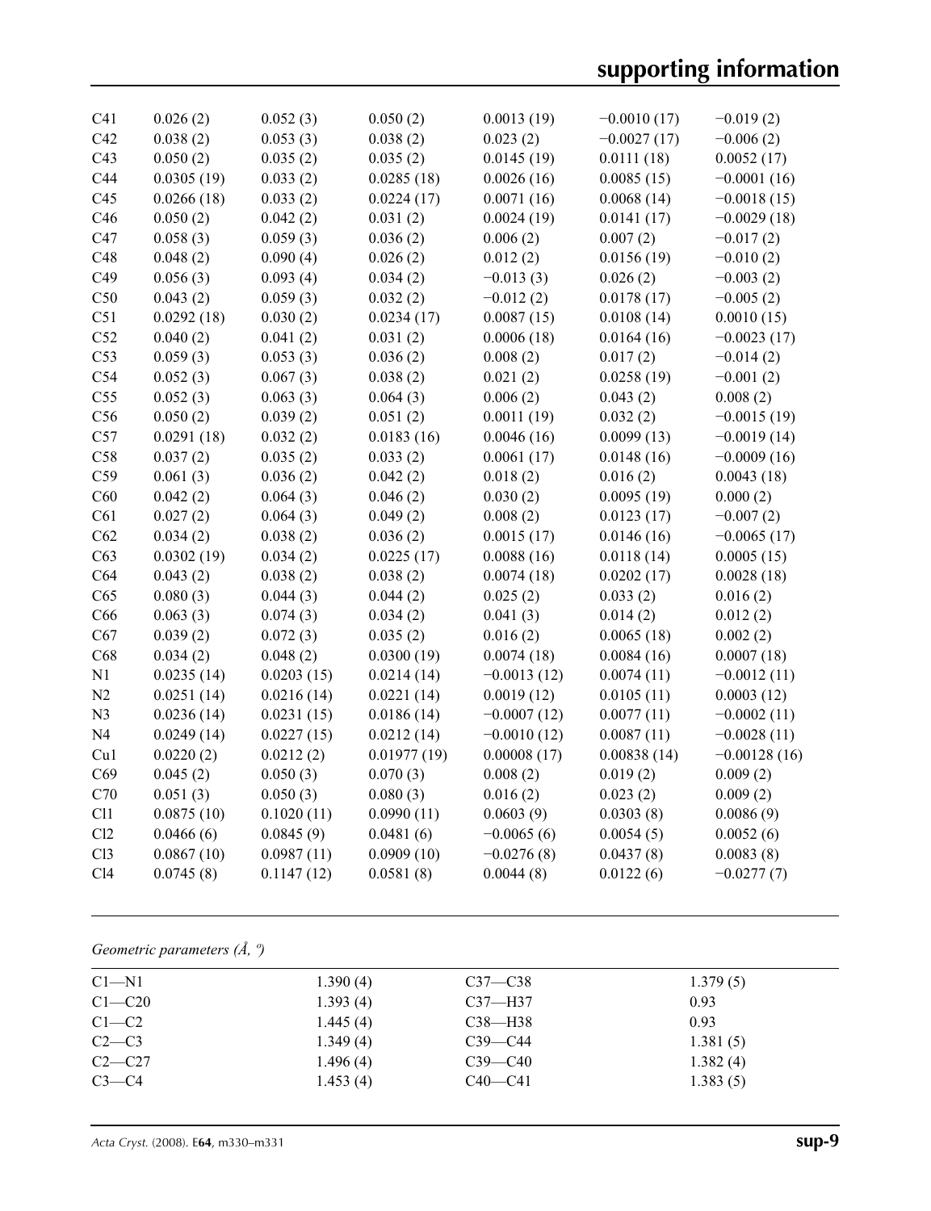| C41 | 0.026 (2) | 0.052 (3) | 0.050 (2) | 0.0013 (19) | −0.0010 (17) | −0.019 (2) |
|---|---|---|---|---|---|---|
| C42 | 0.038 (2) | 0.053 (3) | 0.038 (2) | 0.023 (2) | −0.0027 (17) | −0.006 (2) |
| C43 | 0.050 (2) | 0.035 (2) | 0.035 (2) | 0.0145 (19) | 0.0111 (18) | 0.0052 (17) |
| C44 | 0.0305 (19) | 0.033 (2) | 0.0285 (18) | 0.0026 (16) | 0.0085 (15) | −0.0001 (16) |
| C45 | 0.0266 (18) | 0.033 (2) | 0.0224 (17) | 0.0071 (16) | 0.0068 (14) | −0.0018 (15) |
| C46 | 0.050 (2) | 0.042 (2) | 0.031 (2) | 0.0024 (19) | 0.0141 (17) | −0.0029 (18) |
| C47 | 0.058 (3) | 0.059 (3) | 0.036 (2) | 0.006 (2) | 0.007 (2) | −0.017 (2) |
| C48 | 0.048 (2) | 0.090 (4) | 0.026 (2) | 0.012 (2) | 0.0156 (19) | −0.010 (2) |
| C49 | 0.056 (3) | 0.093 (4) | 0.034 (2) | −0.013 (3) | 0.026 (2) | −0.003 (2) |
| C50 | 0.043 (2) | 0.059 (3) | 0.032 (2) | −0.012 (2) | 0.0178 (17) | −0.005 (2) |
| C51 | 0.0292 (18) | 0.030 (2) | 0.0234 (17) | 0.0087 (15) | 0.0108 (14) | 0.0010 (15) |
| C52 | 0.040 (2) | 0.041 (2) | 0.031 (2) | 0.0006 (18) | 0.0164 (16) | −0.0023 (17) |
| C53 | 0.059 (3) | 0.053 (3) | 0.036 (2) | 0.008 (2) | 0.017 (2) | −0.014 (2) |
| C54 | 0.052 (3) | 0.067 (3) | 0.038 (2) | 0.021 (2) | 0.0258 (19) | −0.001 (2) |
| C55 | 0.052 (3) | 0.063 (3) | 0.064 (3) | 0.006 (2) | 0.043 (2) | 0.008 (2) |
| C56 | 0.050 (2) | 0.039 (2) | 0.051 (2) | 0.0011 (19) | 0.032 (2) | −0.0015 (19) |
| C57 | 0.0291 (18) | 0.032 (2) | 0.0183 (16) | 0.0046 (16) | 0.0099 (13) | −0.0019 (14) |
| C58 | 0.037 (2) | 0.035 (2) | 0.033 (2) | 0.0061 (17) | 0.0148 (16) | −0.0009 (16) |
| C59 | 0.061 (3) | 0.036 (2) | 0.042 (2) | 0.018 (2) | 0.016 (2) | 0.0043 (18) |
| C60 | 0.042 (2) | 0.064 (3) | 0.046 (2) | 0.030 (2) | 0.0095 (19) | 0.000 (2) |
| C61 | 0.027 (2) | 0.064 (3) | 0.049 (2) | 0.008 (2) | 0.0123 (17) | −0.007 (2) |
| C62 | 0.034 (2) | 0.038 (2) | 0.036 (2) | 0.0015 (17) | 0.0146 (16) | −0.0065 (17) |
| C63 | 0.0302 (19) | 0.034 (2) | 0.0225 (17) | 0.0088 (16) | 0.0118 (14) | 0.0005 (15) |
| C64 | 0.043 (2) | 0.038 (2) | 0.038 (2) | 0.0074 (18) | 0.0202 (17) | 0.0028 (18) |
| C65 | 0.080 (3) | 0.044 (3) | 0.044 (2) | 0.025 (2) | 0.033 (2) | 0.016 (2) |
| C66 | 0.063 (3) | 0.074 (3) | 0.034 (2) | 0.041 (3) | 0.014 (2) | 0.012 (2) |
| C67 | 0.039 (2) | 0.072 (3) | 0.035 (2) | 0.016 (2) | 0.0065 (18) | 0.002 (2) |
| C68 | 0.034 (2) | 0.048 (2) | 0.0300 (19) | 0.0074 (18) | 0.0084 (16) | 0.0007 (18) |
| N1 | 0.0235 (14) | 0.0203 (15) | 0.0214 (14) | −0.0013 (12) | 0.0074 (11) | −0.0012 (11) |
| N2 | 0.0251 (14) | 0.0216 (14) | 0.0221 (14) | 0.0019 (12) | 0.0105 (11) | 0.0003 (12) |
| N3 | 0.0236 (14) | 0.0231 (15) | 0.0186 (14) | −0.0007 (12) | 0.0077 (11) | −0.0002 (11) |
| N4 | 0.0249 (14) | 0.0227 (15) | 0.0212 (14) | −0.0010 (12) | 0.0087 (11) | −0.0028 (11) |
| Cu1 | 0.0220 (2) | 0.0212 (2) | 0.01977 (19) | 0.00008 (17) | 0.00838 (14) | −0.00128 (16) |
| C69 | 0.045 (2) | 0.050 (3) | 0.070 (3) | 0.008 (2) | 0.019 (2) | 0.009 (2) |
| C70 | 0.051 (3) | 0.050 (3) | 0.080 (3) | 0.016 (2) | 0.023 (2) | 0.009 (2) |
| Cl1 | 0.0875 (10) | 0.1020 (11) | 0.0990 (11) | 0.0603 (9) | 0.0303 (8) | 0.0086 (9) |
| Cl2 | 0.0466 (6) | 0.0845 (9) | 0.0481 (6) | −0.0065 (6) | 0.0054 (5) | 0.0052 (6) |
| Cl3 | 0.0867 (10) | 0.0987 (11) | 0.0909 (10) | −0.0276 (8) | 0.0437 (8) | 0.0083 (8) |
| Cl4 | 0.0745 (8) | 0.1147 (12) | 0.0581 (8) | 0.0044 (8) | 0.0122 (6) | −0.0277 (7) |

*Geometric parameters (Å, º)*

| | | | |
|---|---|---|---|
| C1—N1 | 1.390 (4) | C37—C38 | 1.379 (5) |
| C1—C20 | 1.393 (4) | C37—H37 | 0.93 |
| C1—C2 | 1.445 (4) | C38—H38 | 0.93 |
| C2—C3 | 1.349 (4) | C39—C44 | 1.381 (5) |
| C2—C27 | 1.496 (4) | C39—C40 | 1.382 (4) |
| C3—C4 | 1.453 (4) | C40—C41 | 1.383 (5) |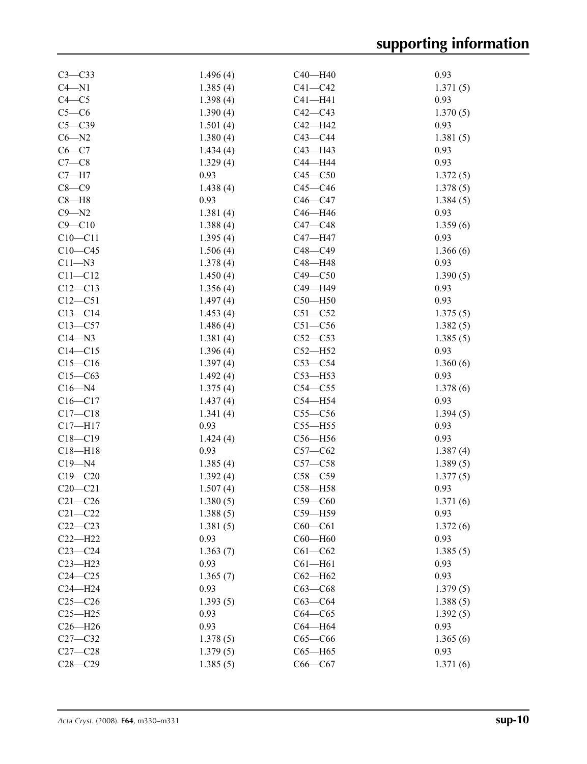| | | | |
|---|---|---|---|
| C3—C33 | 1.496 (4) | C40—H40 | 0.93 |
| C4—N1 | 1.385 (4) | C41—C42 | 1.371 (5) |
| C4—C5 | 1.398 (4) | C41—H41 | 0.93 |
| C5—C6 | 1.390 (4) | C42—C43 | 1.370 (5) |
| C5—C39 | 1.501 (4) | C42—H42 | 0.93 |
| C6—N2 | 1.380 (4) | C43—C44 | 1.381 (5) |
| C6—C7 | 1.434 (4) | C43—H43 | 0.93 |
| C7—C8 | 1.329 (4) | C44—H44 | 0.93 |
| C7—H7 | 0.93 | C45—C50 | 1.372 (5) |
| C8—C9 | 1.438 (4) | C45—C46 | 1.378 (5) |
| C8—H8 | 0.93 | C46—C47 | 1.384 (5) |
| C9—N2 | 1.381 (4) | C46—H46 | 0.93 |
| C9—C10 | 1.388 (4) | C47—C48 | 1.359 (6) |
| C10—C11 | 1.395 (4) | C47—H47 | 0.93 |
| C10—C45 | 1.506 (4) | C48—C49 | 1.366 (6) |
| C11—N3 | 1.378 (4) | C48—H48 | 0.93 |
| C11—C12 | 1.450 (4) | C49—C50 | 1.390 (5) |
| C12—C13 | 1.356 (4) | C49—H49 | 0.93 |
| C12—C51 | 1.497 (4) | C50—H50 | 0.93 |
| C13—C14 | 1.453 (4) | C51—C52 | 1.375 (5) |
| C13—C57 | 1.486 (4) | C51—C56 | 1.382 (5) |
| C14—N3 | 1.381 (4) | C52—C53 | 1.385 (5) |
| C14—C15 | 1.396 (4) | C52—H52 | 0.93 |
| C15—C16 | 1.397 (4) | C53—C54 | 1.360 (6) |
| C15—C63 | 1.492 (4) | C53—H53 | 0.93 |
| C16—N4 | 1.375 (4) | C54—C55 | 1.378 (6) |
| C16—C17 | 1.437 (4) | C54—H54 | 0.93 |
| C17—C18 | 1.341 (4) | C55—C56 | 1.394 (5) |
| C17—H17 | 0.93 | C55—H55 | 0.93 |
| C18—C19 | 1.424 (4) | C56—H56 | 0.93 |
| C18—H18 | 0.93 | C57—C62 | 1.387 (4) |
| C19—N4 | 1.385 (4) | C57—C58 | 1.389 (5) |
| C19—C20 | 1.392 (4) | C58—C59 | 1.377 (5) |
| C20—C21 | 1.507 (4) | C58—H58 | 0.93 |
| C21—C26 | 1.380 (5) | C59—C60 | 1.371 (6) |
| C21—C22 | 1.388 (5) | C59—H59 | 0.93 |
| C22—C23 | 1.381 (5) | C60—C61 | 1.372 (6) |
| C22—H22 | 0.93 | C60—H60 | 0.93 |
| C23—C24 | 1.363 (7) | C61—C62 | 1.385 (5) |
| C23—H23 | 0.93 | C61—H61 | 0.93 |
| C24—C25 | 1.365 (7) | C62—H62 | 0.93 |
| C24—H24 | 0.93 | C63—C68 | 1.379 (5) |
| C25—C26 | 1.393 (5) | C63—C64 | 1.388 (5) |
| C25—H25 | 0.93 | C64—C65 | 1.392 (5) |
| C26—H26 | 0.93 | C64—H64 | 0.93 |
| C27—C32 | 1.378 (5) | C65—C66 | 1.365 (6) |
| C27—C28 | 1.379 (5) | C65—H65 | 0.93 |
| C28—C29 | 1.385 (5) | C66—C67 | 1.371 (6) |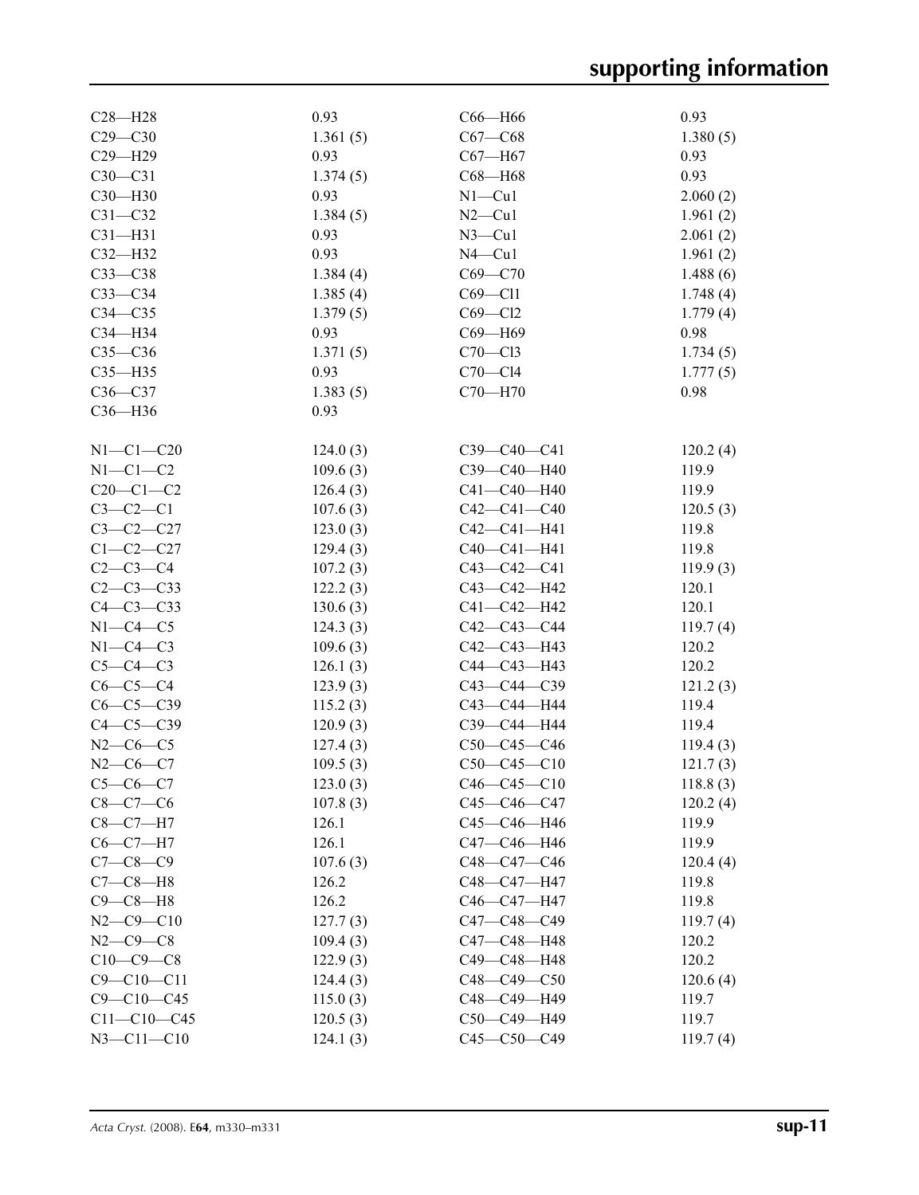| | | | |
|---|---|---|---|
| C28—H28 | 0.93 | C66—H66 | 0.93 |
| C29—C30 | 1.361 (5) | C67—C68 | 1.380 (5) |
| C29—H29 | 0.93 | C67—H67 | 0.93 |
| C30—C31 | 1.374 (5) | C68—H68 | 0.93 |
| C30—H30 | 0.93 | N1—Cu1 | 2.060 (2) |
| C31—C32 | 1.384 (5) | N2—Cu1 | 1.961 (2) |
| C31—H31 | 0.93 | N3—Cu1 | 2.061 (2) |
| C32—H32 | 0.93 | N4—Cu1 | 1.961 (2) |
| C33—C38 | 1.384 (4) | C69—C70 | 1.488 (6) |
| C33—C34 | 1.385 (4) | C69—Cl1 | 1.748 (4) |
| C34—C35 | 1.379 (5) | C69—Cl2 | 1.779 (4) |
| C34—H34 | 0.93 | C69—H69 | 0.98 |
| C35—C36 | 1.371 (5) | C70—Cl3 | 1.734 (5) |
| C35—H35 | 0.93 | C70—Cl4 | 1.777 (5) |
| C36—C37 | 1.383 (5) | C70—H70 | 0.98 |
| C36—H36 | 0.93 | | |

| | | | |
|---|---|---|---|
| N1—C1—C20 | 124.0 (3) | C39—C40—C41 | 120.2 (4) |
| N1—C1—C2 | 109.6 (3) | C39—C40—H40 | 119.9 |
| C20—C1—C2 | 126.4 (3) | C41—C40—H40 | 119.9 |
| C3—C2—C1 | 107.6 (3) | C42—C41—C40 | 120.5 (3) |
| C3—C2—C27 | 123.0 (3) | C42—C41—H41 | 119.8 |
| C1—C2—C27 | 129.4 (3) | C40—C41—H41 | 119.8 |
| C2—C3—C4 | 107.2 (3) | C43—C42—C41 | 119.9 (3) |
| C2—C3—C33 | 122.2 (3) | C43—C42—H42 | 120.1 |
| C4—C3—C33 | 130.6 (3) | C41—C42—H42 | 120.1 |
| N1—C4—C5 | 124.3 (3) | C42—C43—C44 | 119.7 (4) |
| N1—C4—C3 | 109.6 (3) | C42—C43—H43 | 120.2 |
| C5—C4—C3 | 126.1 (3) | C44—C43—H43 | 120.2 |
| C6—C5—C4 | 123.9 (3) | C43—C44—C39 | 121.2 (3) |
| C6—C5—C39 | 115.2 (3) | C43—C44—H44 | 119.4 |
| C4—C5—C39 | 120.9 (3) | C39—C44—H44 | 119.4 |
| N2—C6—C5 | 127.4 (3) | C50—C45—C46 | 119.4 (3) |
| N2—C6—C7 | 109.5 (3) | C50—C45—C10 | 121.7 (3) |
| C5—C6—C7 | 123.0 (3) | C46—C45—C10 | 118.8 (3) |
| C8—C7—C6 | 107.8 (3) | C45—C46—C47 | 120.2 (4) |
| C8—C7—H7 | 126.1 | C45—C46—H46 | 119.9 |
| C6—C7—H7 | 126.1 | C47—C46—H46 | 119.9 |
| C7—C8—C9 | 107.6 (3) | C48—C47—C46 | 120.4 (4) |
| C7—C8—H8 | 126.2 | C48—C47—H47 | 119.8 |
| C9—C8—H8 | 126.2 | C46—C47—H47 | 119.8 |
| N2—C9—C10 | 127.7 (3) | C47—C48—C49 | 119.7 (4) |
| N2—C9—C8 | 109.4 (3) | C47—C48—H48 | 120.2 |
| C10—C9—C8 | 122.9 (3) | C49—C48—H48 | 120.2 |
| C9—C10—C11 | 124.4 (3) | C48—C49—C50 | 120.6 (4) |
| C9—C10—C45 | 115.0 (3) | C48—C49—H49 | 119.7 |
| C11—C10—C45 | 120.5 (3) | C50—C49—H49 | 119.7 |
| N3—C11—C10 | 124.1 (3) | C45—C50—C49 | 119.7 (4) |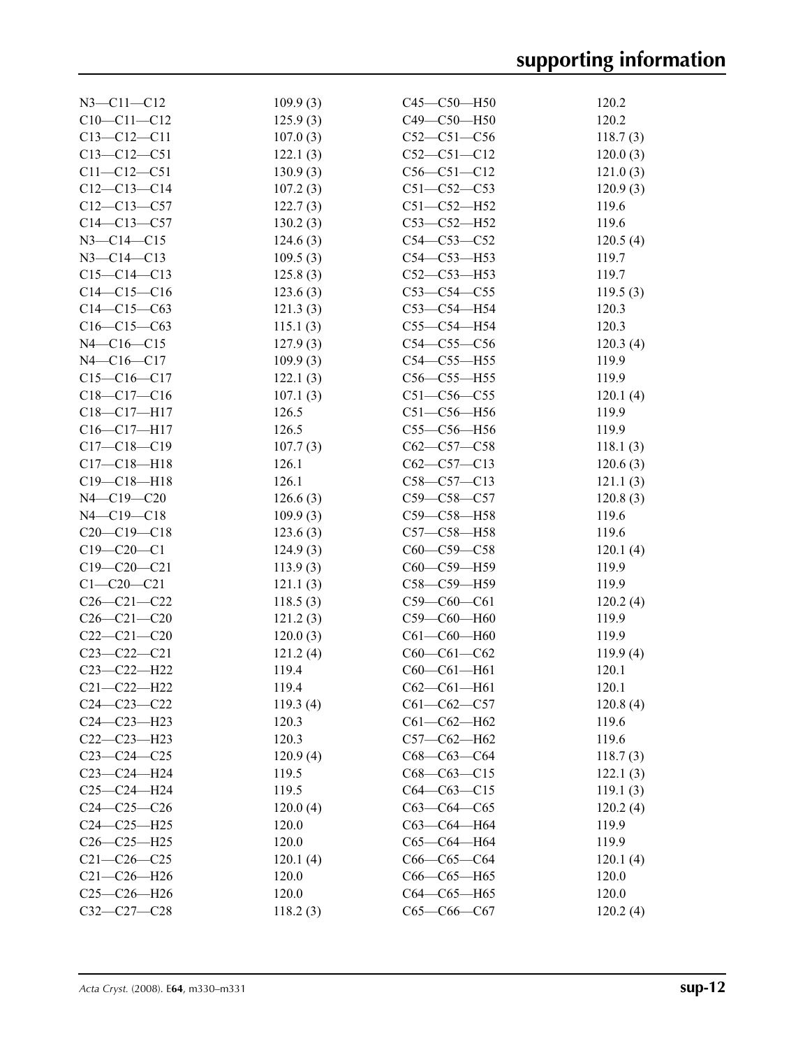| | | | |
|---|---|---|---|
| N3—C11—C12 | 109.9 (3) | C45—C50—H50 | 120.2 |
| C10—C11—C12 | 125.9 (3) | C49—C50—H50 | 120.2 |
| C13—C12—C11 | 107.0 (3) | C52—C51—C56 | 118.7 (3) |
| C13—C12—C51 | 122.1 (3) | C52—C51—C12 | 120.0 (3) |
| C11—C12—C51 | 130.9 (3) | C56—C51—C12 | 121.0 (3) |
| C12—C13—C14 | 107.2 (3) | C51—C52—C53 | 120.9 (3) |
| C12—C13—C57 | 122.7 (3) | C51—C52—H52 | 119.6 |
| C14—C13—C57 | 130.2 (3) | C53—C52—H52 | 119.6 |
| N3—C14—C15 | 124.6 (3) | C54—C53—C52 | 120.5 (4) |
| N3—C14—C13 | 109.5 (3) | C54—C53—H53 | 119.7 |
| C15—C14—C13 | 125.8 (3) | C52—C53—H53 | 119.7 |
| C14—C15—C16 | 123.6 (3) | C53—C54—C55 | 119.5 (3) |
| C14—C15—C63 | 121.3 (3) | C53—C54—H54 | 120.3 |
| C16—C15—C63 | 115.1 (3) | C55—C54—H54 | 120.3 |
| N4—C16—C15 | 127.9 (3) | C54—C55—C56 | 120.3 (4) |
| N4—C16—C17 | 109.9 (3) | C54—C55—H55 | 119.9 |
| C15—C16—C17 | 122.1 (3) | C56—C55—H55 | 119.9 |
| C18—C17—C16 | 107.1 (3) | C51—C56—C55 | 120.1 (4) |
| C18—C17—H17 | 126.5 | C51—C56—H56 | 119.9 |
| C16—C17—H17 | 126.5 | C55—C56—H56 | 119.9 |
| C17—C18—C19 | 107.7 (3) | C62—C57—C58 | 118.1 (3) |
| C17—C18—H18 | 126.1 | C62—C57—C13 | 120.6 (3) |
| C19—C18—H18 | 126.1 | C58—C57—C13 | 121.1 (3) |
| N4—C19—C20 | 126.6 (3) | C59—C58—C57 | 120.8 (3) |
| N4—C19—C18 | 109.9 (3) | C59—C58—H58 | 119.6 |
| C20—C19—C18 | 123.6 (3) | C57—C58—H58 | 119.6 |
| C19—C20—C1 | 124.9 (3) | C60—C59—C58 | 120.1 (4) |
| C19—C20—C21 | 113.9 (3) | C60—C59—H59 | 119.9 |
| C1—C20—C21 | 121.1 (3) | C58—C59—H59 | 119.9 |
| C26—C21—C22 | 118.5 (3) | C59—C60—C61 | 120.2 (4) |
| C26—C21—C20 | 121.2 (3) | C59—C60—H60 | 119.9 |
| C22—C21—C20 | 120.0 (3) | C61—C60—H60 | 119.9 |
| C23—C22—C21 | 121.2 (4) | C60—C61—C62 | 119.9 (4) |
| C23—C22—H22 | 119.4 | C60—C61—H61 | 120.1 |
| C21—C22—H22 | 119.4 | C62—C61—H61 | 120.1 |
| C24—C23—C22 | 119.3 (4) | C61—C62—C57 | 120.8 (4) |
| C24—C23—H23 | 120.3 | C61—C62—H62 | 119.6 |
| C22—C23—H23 | 120.3 | C57—C62—H62 | 119.6 |
| C23—C24—C25 | 120.9 (4) | C68—C63—C64 | 118.7 (3) |
| C23—C24—H24 | 119.5 | C68—C63—C15 | 122.1 (3) |
| C25—C24—H24 | 119.5 | C64—C63—C15 | 119.1 (3) |
| C24—C25—C26 | 120.0 (4) | C63—C64—C65 | 120.2 (4) |
| C24—C25—H25 | 120.0 | C63—C64—H64 | 119.9 |
| C26—C25—H25 | 120.0 | C65—C64—H64 | 119.9 |
| C21—C26—C25 | 120.1 (4) | C66—C65—C64 | 120.1 (4) |
| C21—C26—H26 | 120.0 | C66—C65—H65 | 120.0 |
| C25—C26—H26 | 120.0 | C64—C65—H65 | 120.0 |
| C32—C27—C28 | 118.2 (3) | C65—C66—C67 | 120.2 (4) |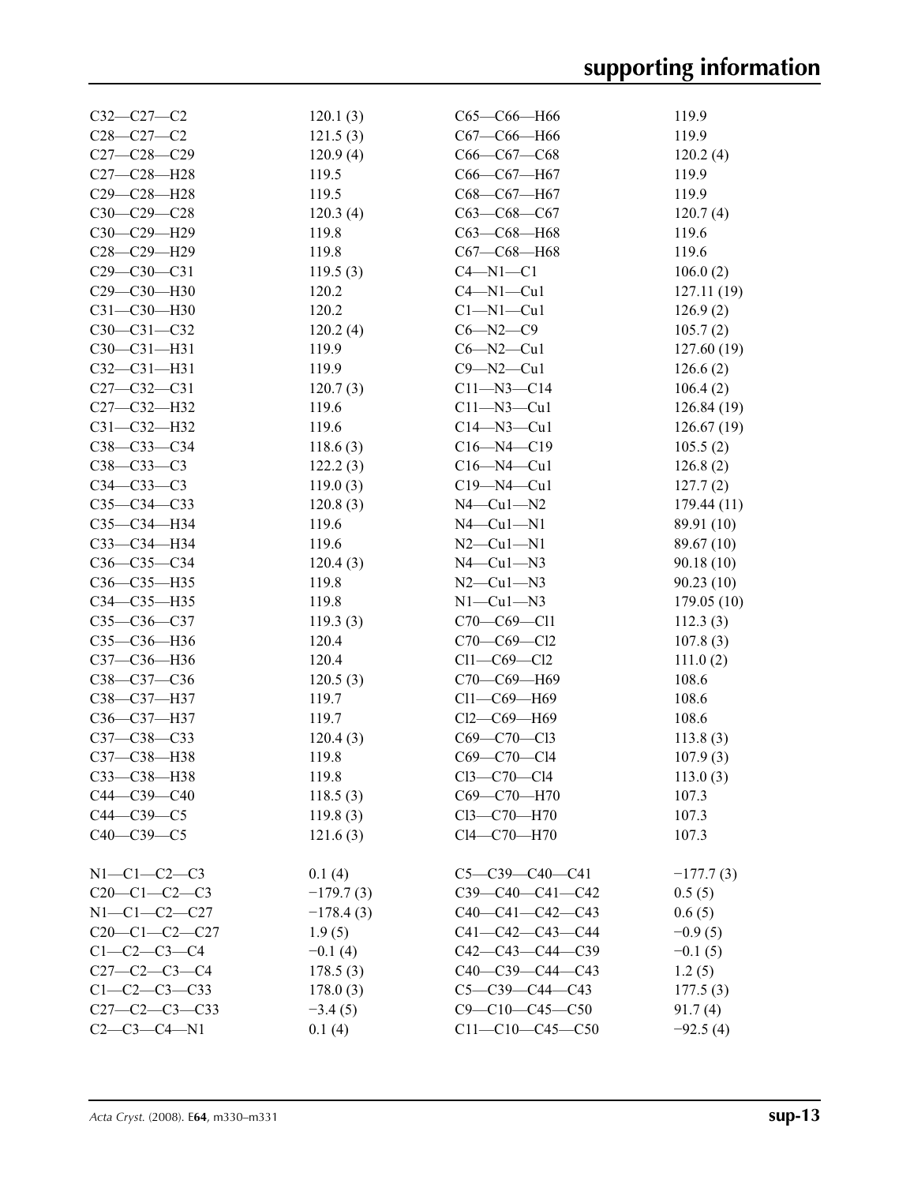| | | | |
|---|---|---|---|
| C32—C27—C2 | 120.1 (3) | C65—C66—H66 | 119.9 |
| C28—C27—C2 | 121.5 (3) | C67—C66—H66 | 119.9 |
| C27—C28—C29 | 120.9 (4) | C66—C67—C68 | 120.2 (4) |
| C27—C28—H28 | 119.5 | C66—C67—H67 | 119.9 |
| C29—C28—H28 | 119.5 | C68—C67—H67 | 119.9 |
| C30—C29—C28 | 120.3 (4) | C63—C68—C67 | 120.7 (4) |
| C30—C29—H29 | 119.8 | C63—C68—H68 | 119.6 |
| C28—C29—H29 | 119.8 | C67—C68—H68 | 119.6 |
| C29—C30—C31 | 119.5 (3) | C4—N1—C1 | 106.0 (2) |
| C29—C30—H30 | 120.2 | C4—N1—Cu1 | 127.11 (19) |
| C31—C30—H30 | 120.2 | C1—N1—Cu1 | 126.9 (2) |
| C30—C31—C32 | 120.2 (4) | C6—N2—C9 | 105.7 (2) |
| C30—C31—H31 | 119.9 | C6—N2—Cu1 | 127.60 (19) |
| C32—C31—H31 | 119.9 | C9—N2—Cu1 | 126.6 (2) |
| C27—C32—C31 | 120.7 (3) | C11—N3—C14 | 106.4 (2) |
| C27—C32—H32 | 119.6 | C11—N3—Cu1 | 126.84 (19) |
| C31—C32—H32 | 119.6 | C14—N3—Cu1 | 126.67 (19) |
| C38—C33—C34 | 118.6 (3) | C16—N4—C19 | 105.5 (2) |
| C38—C33—C3 | 122.2 (3) | C16—N4—Cu1 | 126.8 (2) |
| C34—C33—C3 | 119.0 (3) | C19—N4—Cu1 | 127.7 (2) |
| C35—C34—C33 | 120.8 (3) | N4—Cu1—N2 | 179.44 (11) |
| C35—C34—H34 | 119.6 | N4—Cu1—N1 | 89.91 (10) |
| C33—C34—H34 | 119.6 | N2—Cu1—N1 | 89.67 (10) |
| C36—C35—C34 | 120.4 (3) | N4—Cu1—N3 | 90.18 (10) |
| C36—C35—H35 | 119.8 | N2—Cu1—N3 | 90.23 (10) |
| C34—C35—H35 | 119.8 | N1—Cu1—N3 | 179.05 (10) |
| C35—C36—C37 | 119.3 (3) | C70—C69—Cl1 | 112.3 (3) |
| C35—C36—H36 | 120.4 | C70—C69—Cl2 | 107.8 (3) |
| C37—C36—H36 | 120.4 | Cl1—C69—Cl2 | 111.0 (2) |
| C38—C37—C36 | 120.5 (3) | C70—C69—H69 | 108.6 |
| C38—C37—H37 | 119.7 | Cl1—C69—H69 | 108.6 |
| C36—C37—H37 | 119.7 | Cl2—C69—H69 | 108.6 |
| C37—C38—C33 | 120.4 (3) | C69—C70—Cl3 | 113.8 (3) |
| C37—C38—H38 | 119.8 | C69—C70—Cl4 | 107.9 (3) |
| C33—C38—H38 | 119.8 | Cl3—C70—Cl4 | 113.0 (3) |
| C44—C39—C40 | 118.5 (3) | C69—C70—H70 | 107.3 |
| C44—C39—C5 | 119.8 (3) | Cl3—C70—H70 | 107.3 |
| C40—C39—C5 | 121.6 (3) | Cl4—C70—H70 | 107.3 |

| | | | |
|---|---|---|---|
| N1—C1—C2—C3 | 0.1 (4) | C5—C39—C40—C41 | −177.7 (3) |
| C20—C1—C2—C3 | −179.7 (3) | C39—C40—C41—C42 | 0.5 (5) |
| N1—C1—C2—C27 | −178.4 (3) | C40—C41—C42—C43 | 0.6 (5) |
| C20—C1—C2—C27 | 1.9 (5) | C41—C42—C43—C44 | −0.9 (5) |
| C1—C2—C3—C4 | −0.1 (4) | C42—C43—C44—C39 | −0.1 (5) |
| C27—C2—C3—C4 | 178.5 (3) | C40—C39—C44—C43 | 1.2 (5) |
| C1—C2—C3—C33 | 178.0 (3) | C5—C39—C44—C43 | 177.5 (3) |
| C27—C2—C3—C33 | −3.4 (5) | C9—C10—C45—C50 | 91.7 (4) |
| C2—C3—C4—N1 | 0.1 (4) | C11—C10—C45—C50 | −92.5 (4) |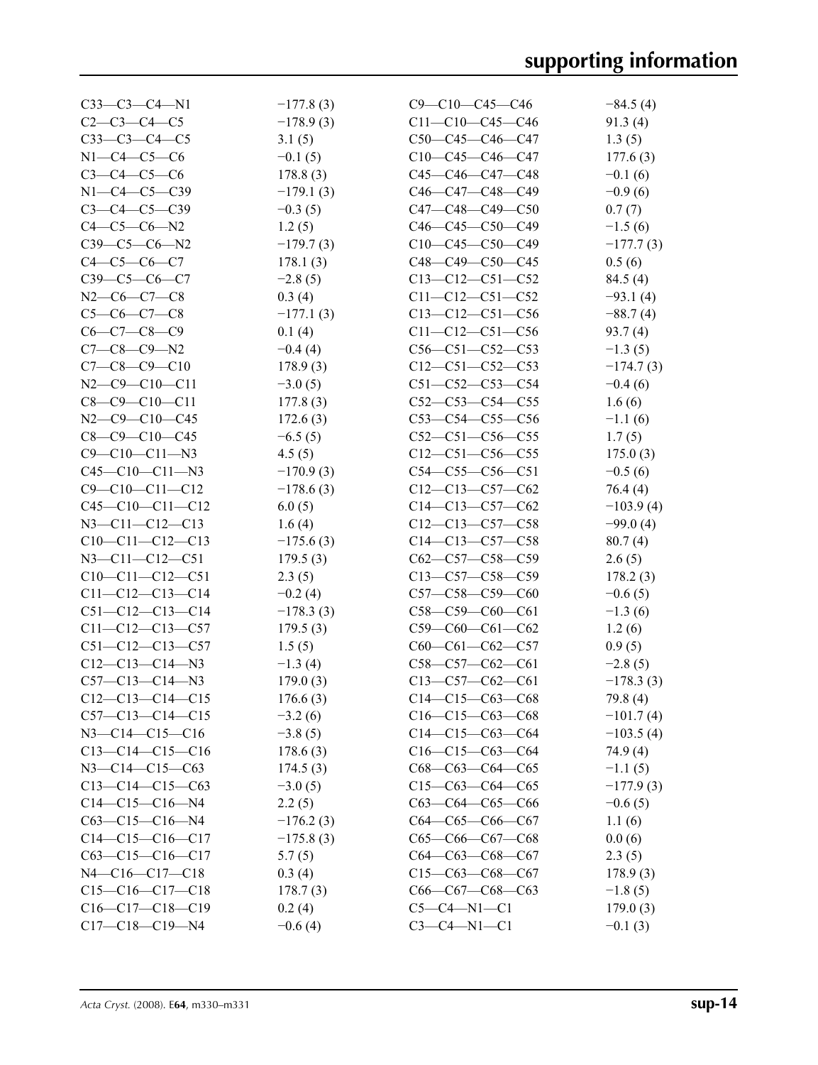| | | | |
|---|---|---|---|
| C33—C3—C4—N1 | −177.8 (3) | C9—C10—C45—C46 | −84.5 (4) |
| C2—C3—C4—C5 | −178.9 (3) | C11—C10—C45—C46 | 91.3 (4) |
| C33—C3—C4—C5 | 3.1 (5) | C50—C45—C46—C47 | 1.3 (5) |
| N1—C4—C5—C6 | −0.1 (5) | C10—C45—C46—C47 | 177.6 (3) |
| C3—C4—C5—C6 | 178.8 (3) | C45—C46—C47—C48 | −0.1 (6) |
| N1—C4—C5—C39 | −179.1 (3) | C46—C47—C48—C49 | −0.9 (6) |
| C3—C4—C5—C39 | −0.3 (5) | C47—C48—C49—C50 | 0.7 (7) |
| C4—C5—C6—N2 | 1.2 (5) | C46—C45—C50—C49 | −1.5 (6) |
| C39—C5—C6—N2 | −179.7 (3) | C10—C45—C50—C49 | −177.7 (3) |
| C4—C5—C6—C7 | 178.1 (3) | C48—C49—C50—C45 | 0.5 (6) |
| C39—C5—C6—C7 | −2.8 (5) | C13—C12—C51—C52 | 84.5 (4) |
| N2—C6—C7—C8 | 0.3 (4) | C11—C12—C51—C52 | −93.1 (4) |
| C5—C6—C7—C8 | −177.1 (3) | C13—C12—C51—C56 | −88.7 (4) |
| C6—C7—C8—C9 | 0.1 (4) | C11—C12—C51—C56 | 93.7 (4) |
| C7—C8—C9—N2 | −0.4 (4) | C56—C51—C52—C53 | −1.3 (5) |
| C7—C8—C9—C10 | 178.9 (3) | C12—C51—C52—C53 | −174.7 (3) |
| N2—C9—C10—C11 | −3.0 (5) | C51—C52—C53—C54 | −0.4 (6) |
| C8—C9—C10—C11 | 177.8 (3) | C52—C53—C54—C55 | 1.6 (6) |
| N2—C9—C10—C45 | 172.6 (3) | C53—C54—C55—C56 | −1.1 (6) |
| C8—C9—C10—C45 | −6.5 (5) | C52—C51—C56—C55 | 1.7 (5) |
| C9—C10—C11—N3 | 4.5 (5) | C12—C51—C56—C55 | 175.0 (3) |
| C45—C10—C11—N3 | −170.9 (3) | C54—C55—C56—C51 | −0.5 (6) |
| C9—C10—C11—C12 | −178.6 (3) | C12—C13—C57—C62 | 76.4 (4) |
| C45—C10—C11—C12 | 6.0 (5) | C14—C13—C57—C62 | −103.9 (4) |
| N3—C11—C12—C13 | 1.6 (4) | C12—C13—C57—C58 | −99.0 (4) |
| C10—C11—C12—C13 | −175.6 (3) | C14—C13—C57—C58 | 80.7 (4) |
| N3—C11—C12—C51 | 179.5 (3) | C62—C57—C58—C59 | 2.6 (5) |
| C10—C11—C12—C51 | 2.3 (5) | C13—C57—C58—C59 | 178.2 (3) |
| C11—C12—C13—C14 | −0.2 (4) | C57—C58—C59—C60 | −0.6 (5) |
| C51—C12—C13—C14 | −178.3 (3) | C58—C59—C60—C61 | −1.3 (6) |
| C11—C12—C13—C57 | 179.5 (3) | C59—C60—C61—C62 | 1.2 (6) |
| C51—C12—C13—C57 | 1.5 (5) | C60—C61—C62—C57 | 0.9 (5) |
| C12—C13—C14—N3 | −1.3 (4) | C58—C57—C62—C61 | −2.8 (5) |
| C57—C13—C14—N3 | 179.0 (3) | C13—C57—C62—C61 | −178.3 (3) |
| C12—C13—C14—C15 | 176.6 (3) | C14—C15—C63—C68 | 79.8 (4) |
| C57—C13—C14—C15 | −3.2 (6) | C16—C15—C63—C68 | −101.7 (4) |
| N3—C14—C15—C16 | −3.8 (5) | C14—C15—C63—C64 | −103.5 (4) |
| C13—C14—C15—C16 | 178.6 (3) | C16—C15—C63—C64 | 74.9 (4) |
| N3—C14—C15—C63 | 174.5 (3) | C68—C63—C64—C65 | −1.1 (5) |
| C13—C14—C15—C63 | −3.0 (5) | C15—C63—C64—C65 | −177.9 (3) |
| C14—C15—C16—N4 | 2.2 (5) | C63—C64—C65—C66 | −0.6 (5) |
| C63—C15—C16—N4 | −176.2 (3) | C64—C65—C66—C67 | 1.1 (6) |
| C14—C15—C16—C17 | −175.8 (3) | C65—C66—C67—C68 | 0.0 (6) |
| C63—C15—C16—C17 | 5.7 (5) | C64—C63—C68—C67 | 2.3 (5) |
| N4—C16—C17—C18 | 0.3 (4) | C15—C63—C68—C67 | 178.9 (3) |
| C15—C16—C17—C18 | 178.7 (3) | C66—C67—C68—C63 | −1.8 (5) |
| C16—C17—C18—C19 | 0.2 (4) | C5—C4—N1—C1 | 179.0 (3) |
| C17—C18—C19—N4 | −0.6 (4) | C3—C4—N1—C1 | −0.1 (3) |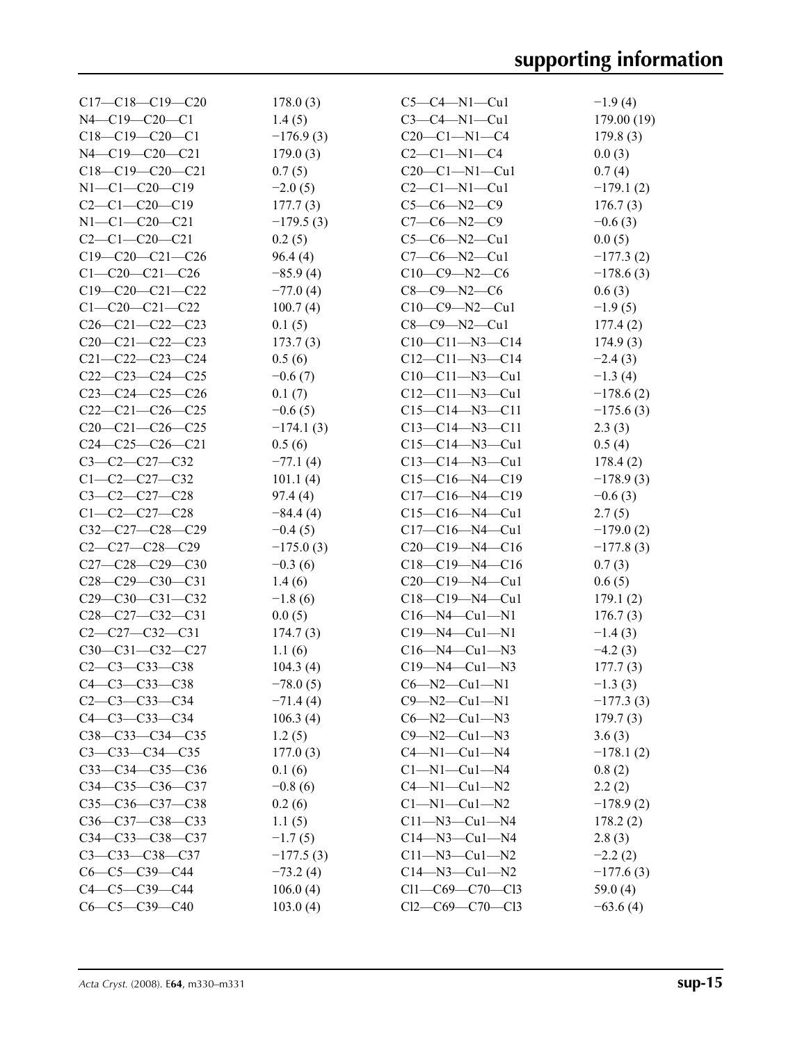| | | | |
|---|---|---|---|
| C17—C18—C19—C20 | 178.0 (3) | C5—C4—N1—Cu1 | −1.9 (4) |
| N4—C19—C20—C1 | 1.4 (5) | C3—C4—N1—Cu1 | 179.00 (19) |
| C18—C19—C20—C1 | −176.9 (3) | C20—C1—N1—C4 | 179.8 (3) |
| N4—C19—C20—C21 | 179.0 (3) | C2—C1—N1—C4 | 0.0 (3) |
| C18—C19—C20—C21 | 0.7 (5) | C20—C1—N1—Cu1 | 0.7 (4) |
| N1—C1—C20—C19 | −2.0 (5) | C2—C1—N1—Cu1 | −179.1 (2) |
| C2—C1—C20—C19 | 177.7 (3) | C5—C6—N2—C9 | 176.7 (3) |
| N1—C1—C20—C21 | −179.5 (3) | C7—C6—N2—C9 | −0.6 (3) |
| C2—C1—C20—C21 | 0.2 (5) | C5—C6—N2—Cu1 | 0.0 (5) |
| C19—C20—C21—C26 | 96.4 (4) | C7—C6—N2—Cu1 | −177.3 (2) |
| C1—C20—C21—C26 | −85.9 (4) | C10—C9—N2—C6 | −178.6 (3) |
| C19—C20—C21—C22 | −77.0 (4) | C8—C9—N2—C6 | 0.6 (3) |
| C1—C20—C21—C22 | 100.7 (4) | C10—C9—N2—Cu1 | −1.9 (5) |
| C26—C21—C22—C23 | 0.1 (5) | C8—C9—N2—Cu1 | 177.4 (2) |
| C20—C21—C22—C23 | 173.7 (3) | C10—C11—N3—C14 | 174.9 (3) |
| C21—C22—C23—C24 | 0.5 (6) | C12—C11—N3—C14 | −2.4 (3) |
| C22—C23—C24—C25 | −0.6 (7) | C10—C11—N3—Cu1 | −1.3 (4) |
| C23—C24—C25—C26 | 0.1 (7) | C12—C11—N3—Cu1 | −178.6 (2) |
| C22—C21—C26—C25 | −0.6 (5) | C15—C14—N3—C11 | −175.6 (3) |
| C20—C21—C26—C25 | −174.1 (3) | C13—C14—N3—C11 | 2.3 (3) |
| C24—C25—C26—C21 | 0.5 (6) | C15—C14—N3—Cu1 | 0.5 (4) |
| C3—C2—C27—C32 | −77.1 (4) | C13—C14—N3—Cu1 | 178.4 (2) |
| C1—C2—C27—C32 | 101.1 (4) | C15—C16—N4—C19 | −178.9 (3) |
| C3—C2—C27—C28 | 97.4 (4) | C17—C16—N4—C19 | −0.6 (3) |
| C1—C2—C27—C28 | −84.4 (4) | C15—C16—N4—Cu1 | 2.7 (5) |
| C32—C27—C28—C29 | −0.4 (5) | C17—C16—N4—Cu1 | −179.0 (2) |
| C2—C27—C28—C29 | −175.0 (3) | C20—C19—N4—C16 | −177.8 (3) |
| C27—C28—C29—C30 | −0.3 (6) | C18—C19—N4—C16 | 0.7 (3) |
| C28—C29—C30—C31 | 1.4 (6) | C20—C19—N4—Cu1 | 0.6 (5) |
| C29—C30—C31—C32 | −1.8 (6) | C18—C19—N4—Cu1 | 179.1 (2) |
| C28—C27—C32—C31 | 0.0 (5) | C16—N4—Cu1—N1 | 176.7 (3) |
| C2—C27—C32—C31 | 174.7 (3) | C19—N4—Cu1—N1 | −1.4 (3) |
| C30—C31—C32—C27 | 1.1 (6) | C16—N4—Cu1—N3 | −4.2 (3) |
| C2—C3—C33—C38 | 104.3 (4) | C19—N4—Cu1—N3 | 177.7 (3) |
| C4—C3—C33—C38 | −78.0 (5) | C6—N2—Cu1—N1 | −1.3 (3) |
| C2—C3—C33—C34 | −71.4 (4) | C9—N2—Cu1—N1 | −177.3 (3) |
| C4—C3—C33—C34 | 106.3 (4) | C6—N2—Cu1—N3 | 179.7 (3) |
| C38—C33—C34—C35 | 1.2 (5) | C9—N2—Cu1—N3 | 3.6 (3) |
| C3—C33—C34—C35 | 177.0 (3) | C4—N1—Cu1—N4 | −178.1 (2) |
| C33—C34—C35—C36 | 0.1 (6) | C1—N1—Cu1—N4 | 0.8 (2) |
| C34—C35—C36—C37 | −0.8 (6) | C4—N1—Cu1—N2 | 2.2 (2) |
| C35—C36—C37—C38 | 0.2 (6) | C1—N1—Cu1—N2 | −178.9 (2) |
| C36—C37—C38—C33 | 1.1 (5) | C11—N3—Cu1—N4 | 178.2 (2) |
| C34—C33—C38—C37 | −1.7 (5) | C14—N3—Cu1—N4 | 2.8 (3) |
| C3—C33—C38—C37 | −177.5 (3) | C11—N3—Cu1—N2 | −2.2 (2) |
| C6—C5—C39—C44 | −73.2 (4) | C14—N3—Cu1—N2 | −177.6 (3) |
| C4—C5—C39—C44 | 106.0 (4) | Cl1—C69—C70—Cl3 | 59.0 (4) |
| C6—C5—C39—C40 | 103.0 (4) | Cl2—C69—C70—Cl3 | −63.6 (4) |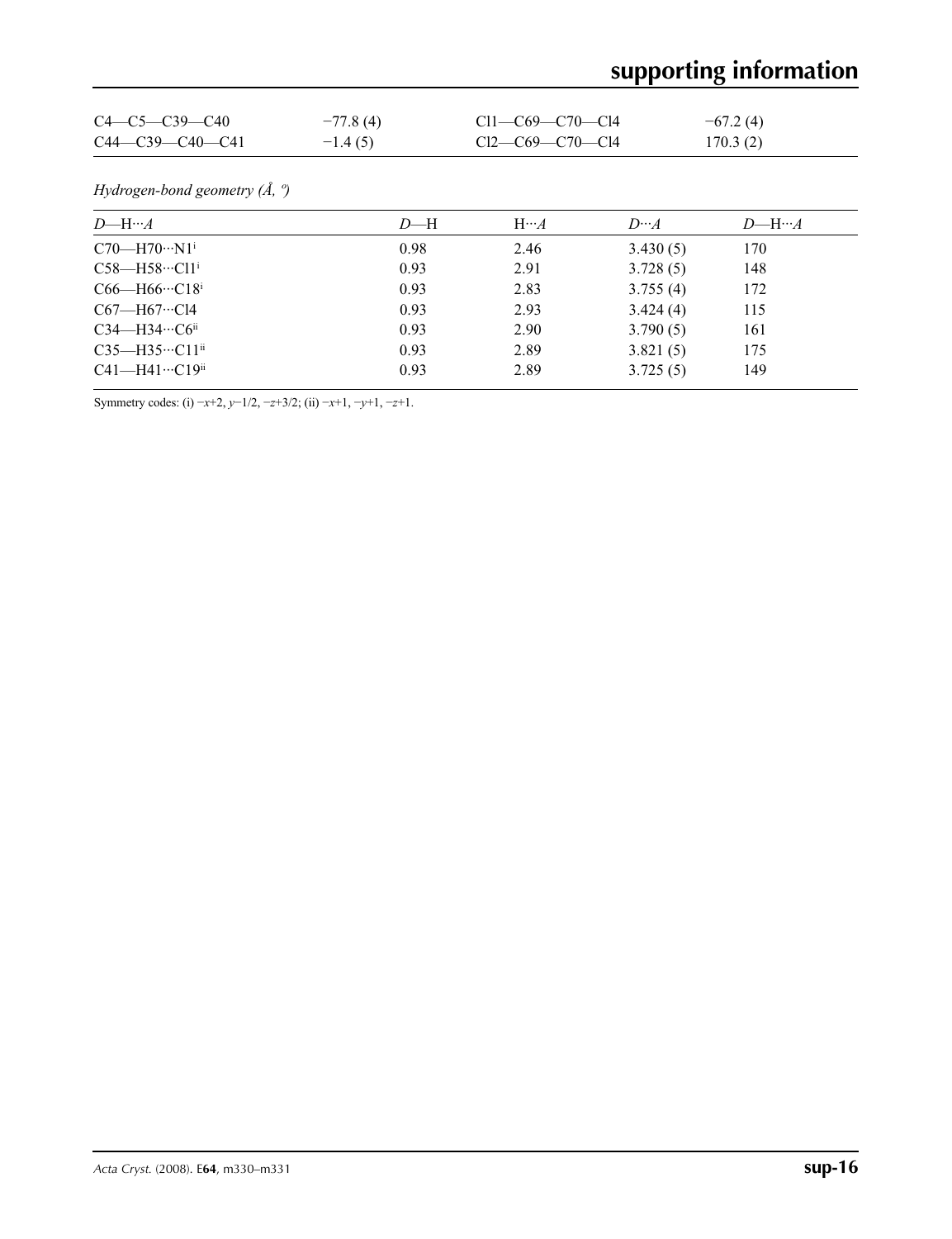| | | | |
|---|---|---|---|
| C4—C5—C39—C40 | −77.8 (4) | Cl1—C69—C70—Cl4 | −67.2 (4) |
| C44—C39—C40—C41 | −1.4 (5) | Cl2—C69—C70—Cl4 | 170.3 (2) |

*Hydrogen-bond geometry (Å, º)*

| *D*—H···*A* | *D*—H | H···*A* | *D*···*A* | *D*—H···*A* |
|---|---|---|---|---|
| C70—H70···N1[i] | 0.98 | 2.46 | 3.430 (5) | 170 |
| C58—H58···Cl1[i] | 0.93 | 2.91 | 3.728 (5) | 148 |
| C66—H66···C18[i] | 0.93 | 2.83 | 3.755 (4) | 172 |
| C67—H67···Cl4 | 0.93 | 2.93 | 3.424 (4) | 115 |
| C34—H34···C6[ii] | 0.93 | 2.90 | 3.790 (5) | 161 |
| C35—H35···C11[ii] | 0.93 | 2.89 | 3.821 (5) | 175 |
| C41—H41···C19[ii] | 0.93 | 2.89 | 3.725 (5) | 149 |

Symmetry codes: (i) $-x+2$, $y-1/2$, $-z+3/2$; (ii) $-x+1$, $-y+1$, $-z+1$.